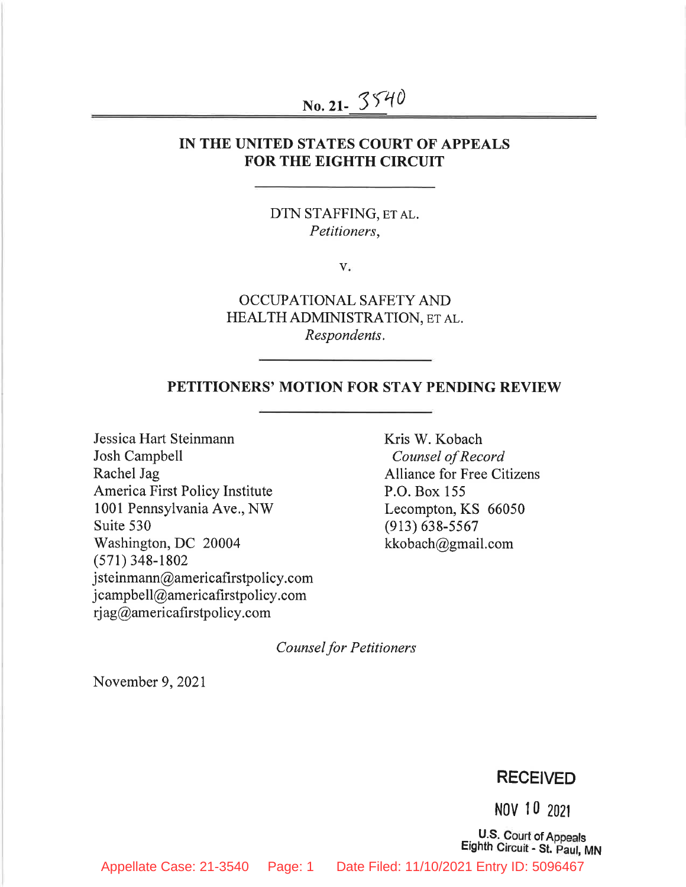No. 21-3540

# IN THE UNITED STATES COURT OF APPEALS FOR THE EIGHTH CIRCUIT

DTN STAFFING, ET AL.
*Petitioners*,

v.

OCCUPATIONAL SAFETY AND HEALTH ADMINISTRATION, ET AL.
*Respondents*.

## PETITIONERS' MOTION FOR STAY PENDING REVIEW

Jessica Hart Steinmann
Josh Campbell
Rachel Jag
America First Policy Institute
1001 Pennsylvania Ave., NW
Suite 530
Washington, DC 20004
(571) 348-1802
jsteinmann@americafirstpolicy.com
jcampbell@americafirstpolicy.com
rjag@americafirstpolicy.com

Kris W. Kobach
*Counsel of Record*
Alliance for Free Citizens
P.O. Box 155
Lecompton, KS 66050
(913) 638-5567
kkobach@gmail.com

*Counsel for Petitioners*

November 9, 2021

RECEIVED
NOV 10 2021
U.S. Court of Appeals
Eighth Circuit - St. Paul, MN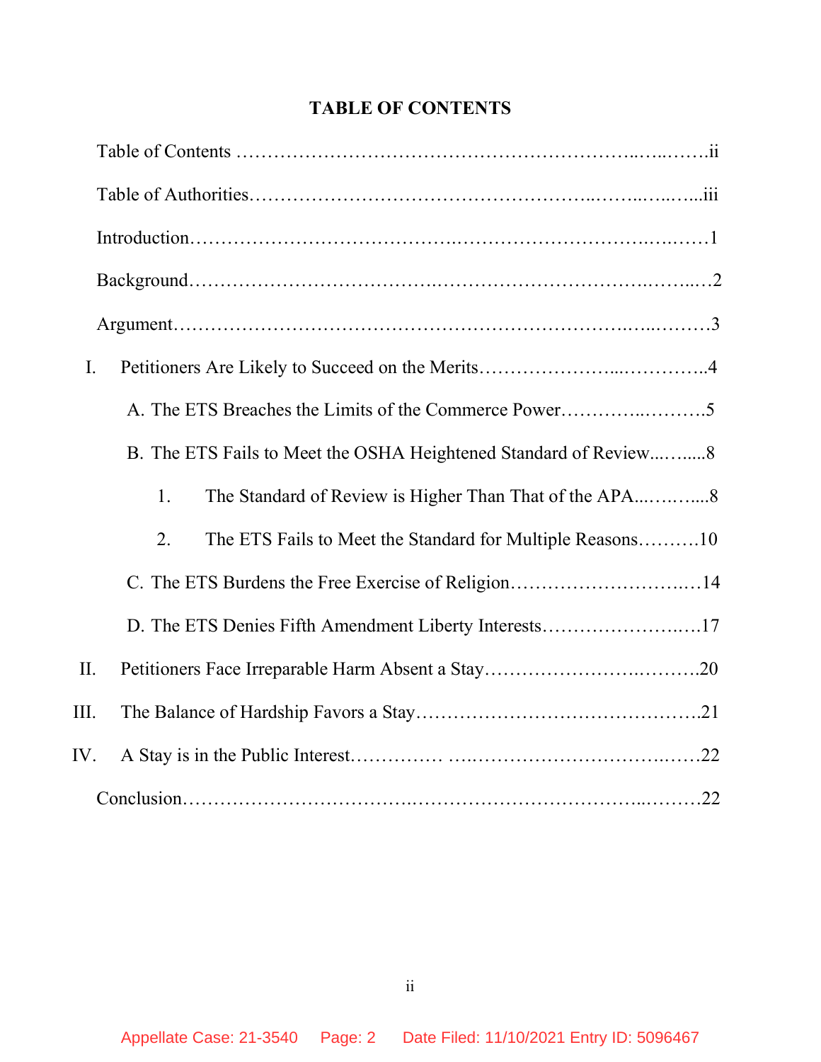## TABLE OF CONTENTS

Table of Contents ........................................................................ii

Table of Authorities........................................................................iii

Introduction........................................................................1

Background........................................................................2

Argument........................................................................3

I. Petitioners Are Likely to Succeed on the Merits........................................4

   A. The ETS Breaches the Limits of the Commerce Power........................5

   B. The ETS Fails to Meet the OSHA Heightened Standard of Review...........8

      1. The Standard of Review is Higher Than That of the APA...............8

      2. The ETS Fails to Meet the Standard for Multiple Reasons..........10

   C. The ETS Burdens the Free Exercise of Religion..............................14

   D. The ETS Denies Fifth Amendment Liberty Interests.........................17

II. Petitioners Face Irreparable Harm Absent a Stay...................................20

III. The Balance of Hardship Favors a Stay..........................................21

IV. A Stay is in the Public Interest..................................................22

Conclusion........................................................................22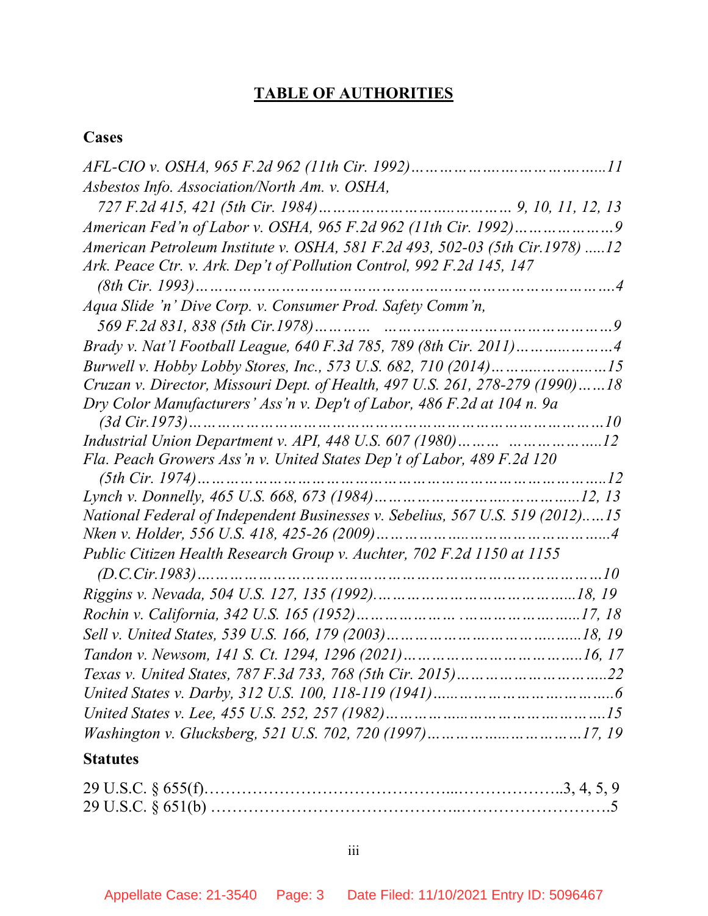# TABLE OF AUTHORITIES

## Cases

*AFL-CIO v. OSHA, 965 F.2d 962 (11th Cir. 1992)*……………………………………11

*Asbestos Info. Association/North Am. v. OSHA, 727 F.2d 415, 421 (5th Cir. 1984)*…………………………………… 9, 10, 11, 12, 13

*American Fed'n of Labor v. OSHA, 965 F.2d 962 (11th Cir. 1992)*…………………9

*American Petroleum Institute v. OSHA, 581 F.2d 493, 502-03 (5th Cir.1978)* .....12

*Ark. Peace Ctr. v. Ark. Dep't of Pollution Control, 992 F.2d 145, 147 (8th Cir. 1993)*……………………………………………………………………………4

*Aqua Slide 'n' Dive Corp. v. Consumer Prod. Safety Comm'n, 569 F.2d 831, 838 (5th Cir.1978)*……………………………………………………9

*Brady v. Nat'l Football League, 640 F.3d 785, 789 (8th Cir. 2011)*…………………4

*Burwell v. Hobby Lobby Stores, Inc., 573 U.S. 682, 710 (2014)*……………………15

*Cruzan v. Director, Missouri Dept. of Health, 497 U.S. 261, 278-279 (1990)*……18

*Dry Color Manufacturers' Ass'n v. Dep't of Labor, 486 F.2d at 104 n. 9a (3d Cir.1973)*……………………………………………………………………………10

*Industrial Union Department v. API, 448 U.S. 607 (1980)*……………………………12

*Fla. Peach Growers Ass'n v. United States Dep't of Labor, 489 F.2d 120 (5th Cir. 1974)*……………………………………………………………………………12

*Lynch v. Donnelly, 465 U.S. 668, 673 (1984)*……………………………………12, 13

*National Federal of Independent Businesses v. Sebelius, 567 U.S. 519 (2012)*…..15

*Nken v. Holder, 556 U.S. 418, 425-26 (2009)*……………………………………………4

*Public Citizen Health Research Group v. Auchter, 702 F.2d 1150 at 1155 (D.C.Cir.1983)*……………………………………………………………………………10

*Riggins v. Nevada, 504 U.S. 127, 135 (1992)*……………………………………18, 19

*Rochin v. California, 342 U.S. 165 (1952)*………………………………………17, 18

*Sell v. United States, 539 U.S. 166, 179 (2003)*……………………………………18, 19

*Tandon v. Newsom, 141 S. Ct. 1294, 1296 (2021)*……………………………………16, 17

*Texas v. United States, 787 F.3d 733, 768 (5th Cir. 2015)*……………………………22

*United States v. Darby, 312 U.S. 100, 118-119 (1941)*……………………………………6

*United States v. Lee, 455 U.S. 252, 257 (1982)*…………………………………………15

*Washington v. Glucksberg, 521 U.S. 702, 720 (1997)*…………………………17, 19

## Statutes

29 U.S.C. § 655(f)……………………………………………………………3, 4, 5, 9

29 U.S.C. § 651(b) ……………………………………………………………………5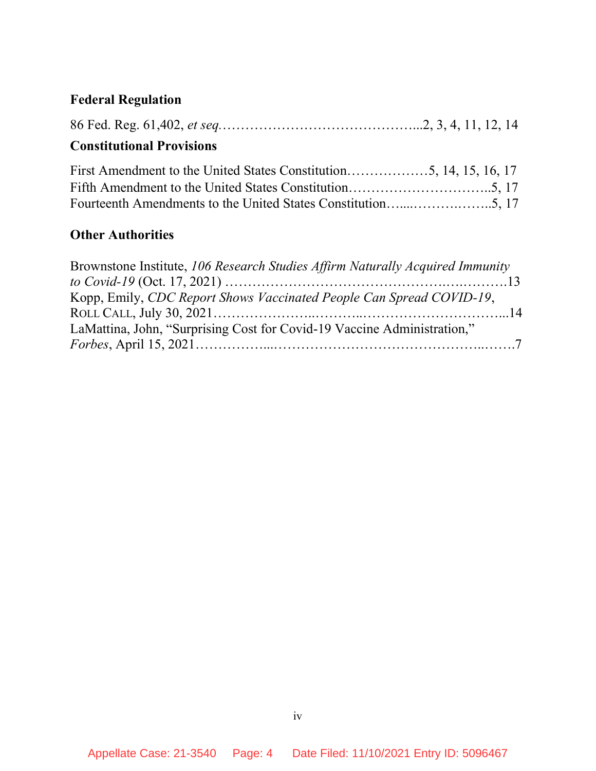### Federal Regulation

86 Fed. Reg. 61,402, *et seq.*……………………………………...2, 3, 4, 11, 12, 14

### Constitutional Provisions

First Amendment to the United States Constitution………………5, 14, 15, 16, 17
Fifth Amendment to the United States Constitution…………………………..5, 17
Fourteenth Amendments to the United States Constitution…....…………..……..5, 17

### Other Authorities

Brownstone Institute, *106 Research Studies Affirm Naturally Acquired Immunity to Covid-19* (Oct. 17, 2021) ………………………………………….….……….13

Kopp, Emily, *CDC Report Shows Vaccinated People Can Spread COVID-19*, ROLL CALL, July 30, 2021…………………..………..…………………………...14

LaMattina, John, "Surprising Cost for Covid-19 Vaccine Administration," *Forbes*, April 15, 2021……………...……………………………………..…….7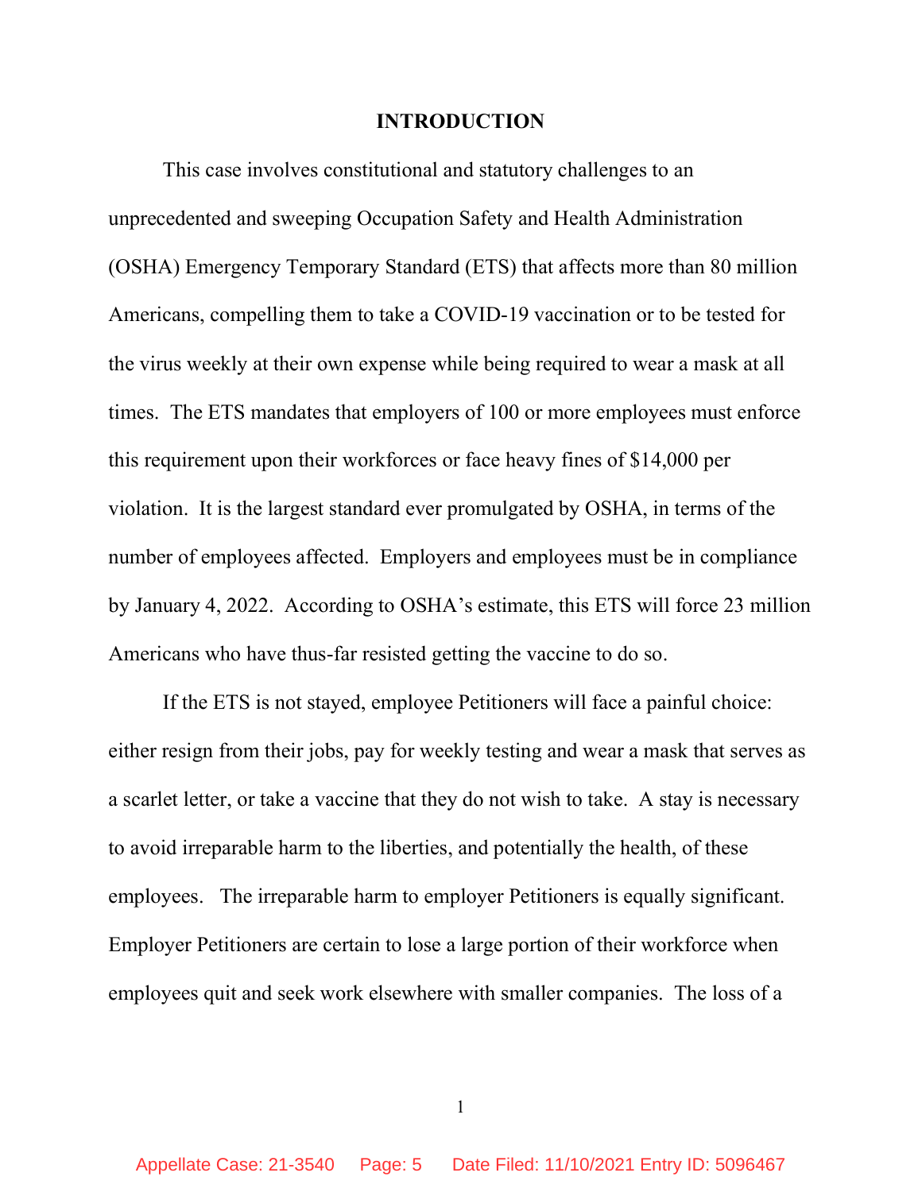## INTRODUCTION

This case involves constitutional and statutory challenges to an unprecedented and sweeping Occupation Safety and Health Administration (OSHA) Emergency Temporary Standard (ETS) that affects more than 80 million Americans, compelling them to take a COVID-19 vaccination or to be tested for the virus weekly at their own expense while being required to wear a mask at all times. The ETS mandates that employers of 100 or more employees must enforce this requirement upon their workforces or face heavy fines of $14,000 per violation. It is the largest standard ever promulgated by OSHA, in terms of the number of employees affected. Employers and employees must be in compliance by January 4, 2022. According to OSHA's estimate, this ETS will force 23 million Americans who have thus-far resisted getting the vaccine to do so.

If the ETS is not stayed, employee Petitioners will face a painful choice: either resign from their jobs, pay for weekly testing and wear a mask that serves as a scarlet letter, or take a vaccine that they do not wish to take. A stay is necessary to avoid irreparable harm to the liberties, and potentially the health, of these employees. The irreparable harm to employer Petitioners is equally significant. Employer Petitioners are certain to lose a large portion of their workforce when employees quit and seek work elsewhere with smaller companies. The loss of a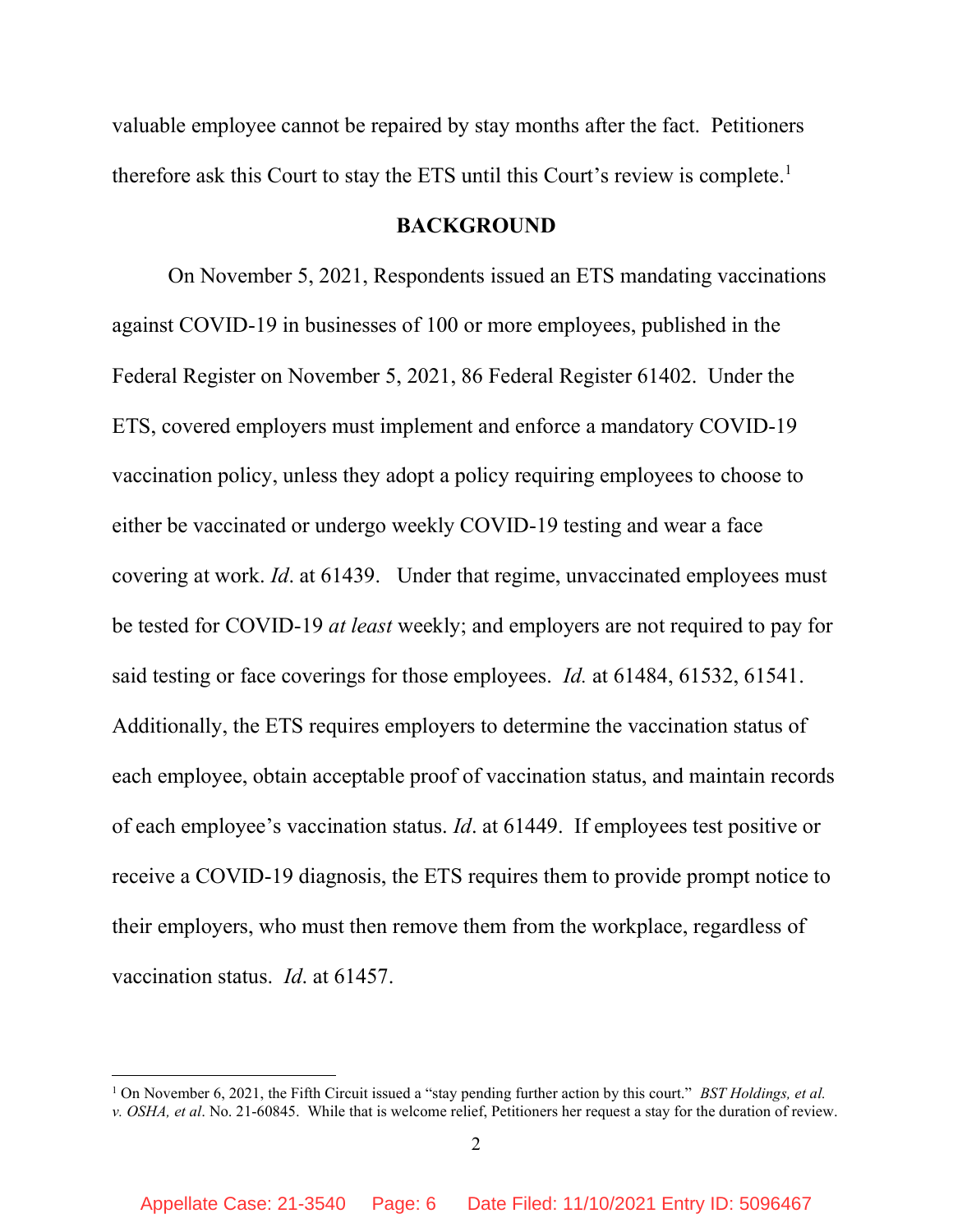valuable employee cannot be repaired by stay months after the fact. Petitioners therefore ask this Court to stay the ETS until this Court's review is complete.[1]

## BACKGROUND

On November 5, 2021, Respondents issued an ETS mandating vaccinations against COVID-19 in businesses of 100 or more employees, published in the Federal Register on November 5, 2021, 86 Federal Register 61402. Under the ETS, covered employers must implement and enforce a mandatory COVID-19 vaccination policy, unless they adopt a policy requiring employees to choose to either be vaccinated or undergo weekly COVID-19 testing and wear a face covering at work. *Id*. at 61439. Under that regime, unvaccinated employees must be tested for COVID-19 *at least* weekly; and employers are not required to pay for said testing or face coverings for those employees. *Id.* at 61484, 61532, 61541. Additionally, the ETS requires employers to determine the vaccination status of each employee, obtain acceptable proof of vaccination status, and maintain records of each employee's vaccination status. *Id*. at 61449. If employees test positive or receive a COVID-19 diagnosis, the ETS requires them to provide prompt notice to their employers, who must then remove them from the workplace, regardless of vaccination status. *Id*. at 61457.

---

[1] On November 6, 2021, the Fifth Circuit issued a "stay pending further action by this court." *BST Holdings, et al. v. OSHA, et al*. No. 21-60845. While that is welcome relief, Petitioners her request a stay for the duration of review.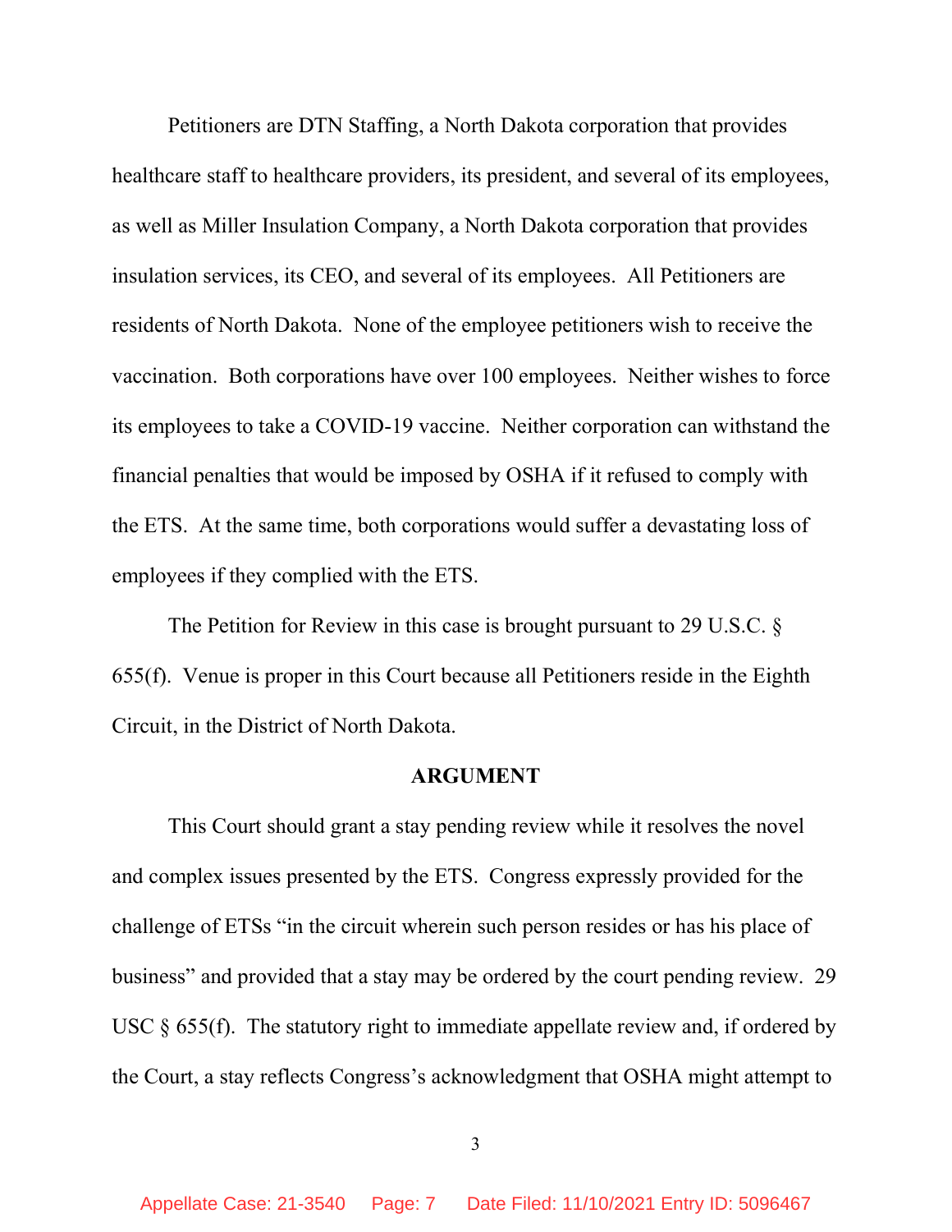Petitioners are DTN Staffing, a North Dakota corporation that provides healthcare staff to healthcare providers, its president, and several of its employees, as well as Miller Insulation Company, a North Dakota corporation that provides insulation services, its CEO, and several of its employees. All Petitioners are residents of North Dakota. None of the employee petitioners wish to receive the vaccination. Both corporations have over 100 employees. Neither wishes to force its employees to take a COVID-19 vaccine. Neither corporation can withstand the financial penalties that would be imposed by OSHA if it refused to comply with the ETS. At the same time, both corporations would suffer a devastating loss of employees if they complied with the ETS.

The Petition for Review in this case is brought pursuant to 29 U.S.C. § 655(f). Venue is proper in this Court because all Petitioners reside in the Eighth Circuit, in the District of North Dakota.

## ARGUMENT

This Court should grant a stay pending review while it resolves the novel and complex issues presented by the ETS. Congress expressly provided for the challenge of ETSs "in the circuit wherein such person resides or has his place of business" and provided that a stay may be ordered by the court pending review. 29 USC § 655(f). The statutory right to immediate appellate review and, if ordered by the Court, a stay reflects Congress's acknowledgment that OSHA might attempt to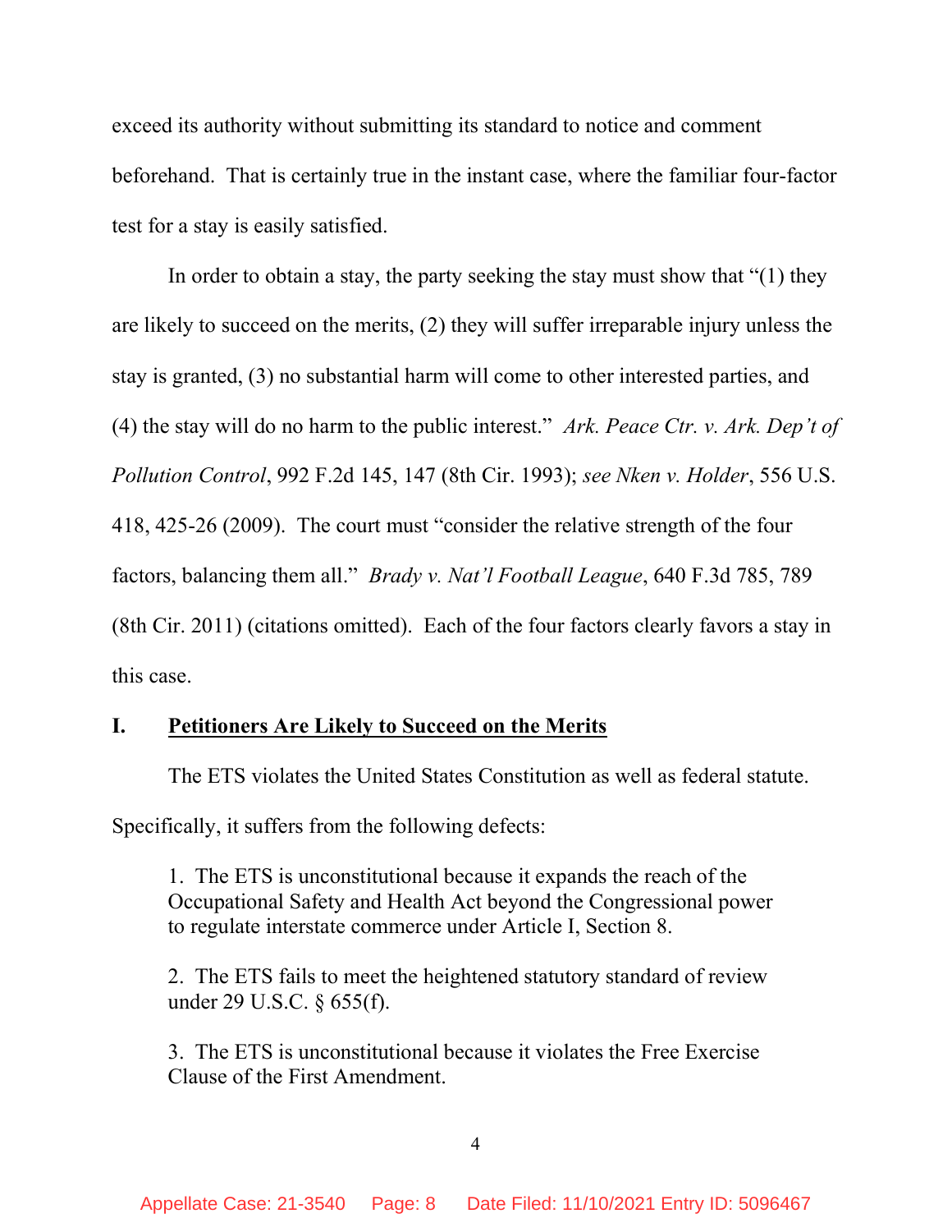exceed its authority without submitting its standard to notice and comment beforehand. That is certainly true in the instant case, where the familiar four-factor test for a stay is easily satisfied.

In order to obtain a stay, the party seeking the stay must show that "(1) they are likely to succeed on the merits, (2) they will suffer irreparable injury unless the stay is granted, (3) no substantial harm will come to other interested parties, and (4) the stay will do no harm to the public interest." *Ark. Peace Ctr. v. Ark. Dep't of Pollution Control*, 992 F.2d 145, 147 (8th Cir. 1993); *see Nken v. Holder*, 556 U.S. 418, 425-26 (2009). The court must "consider the relative strength of the four factors, balancing them all." *Brady v. Nat'l Football League*, 640 F.3d 785, 789 (8th Cir. 2011) (citations omitted). Each of the four factors clearly favors a stay in this case.

## I. <u>Petitioners Are Likely to Succeed on the Merits</u>

The ETS violates the United States Constitution as well as federal statute. Specifically, it suffers from the following defects:

> 1. The ETS is unconstitutional because it expands the reach of the Occupational Safety and Health Act beyond the Congressional power to regulate interstate commerce under Article I, Section 8.
>
> 2. The ETS fails to meet the heightened statutory standard of review under 29 U.S.C. § 655(f).
>
> 3. The ETS is unconstitutional because it violates the Free Exercise Clause of the First Amendment.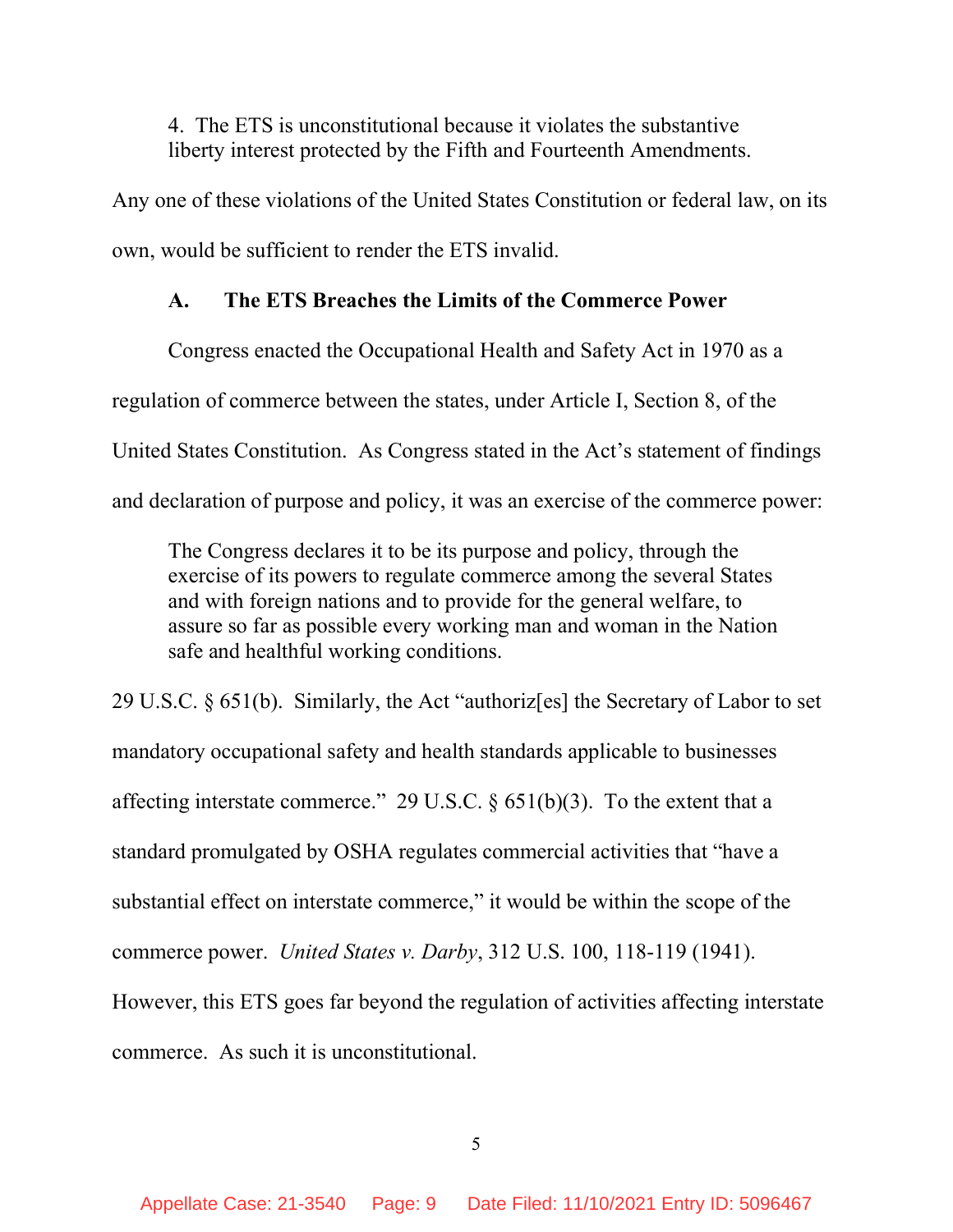4. The ETS is unconstitutional because it violates the substantive liberty interest protected by the Fifth and Fourteenth Amendments.

Any one of these violations of the United States Constitution or federal law, on its own, would be sufficient to render the ETS invalid.

### A. The ETS Breaches the Limits of the Commerce Power

Congress enacted the Occupational Health and Safety Act in 1970 as a regulation of commerce between the states, under Article I, Section 8, of the United States Constitution. As Congress stated in the Act's statement of findings and declaration of purpose and policy, it was an exercise of the commerce power:

> The Congress declares it to be its purpose and policy, through the exercise of its powers to regulate commerce among the several States and with foreign nations and to provide for the general welfare, to assure so far as possible every working man and woman in the Nation safe and healthful working conditions.

29 U.S.C. § 651(b). Similarly, the Act "authoriz[es] the Secretary of Labor to set mandatory occupational safety and health standards applicable to businesses affecting interstate commerce." 29 U.S.C. § 651(b)(3). To the extent that a standard promulgated by OSHA regulates commercial activities that "have a substantial effect on interstate commerce," it would be within the scope of the commerce power. *United States v. Darby*, 312 U.S. 100, 118-119 (1941). However, this ETS goes far beyond the regulation of activities affecting interstate commerce. As such it is unconstitutional.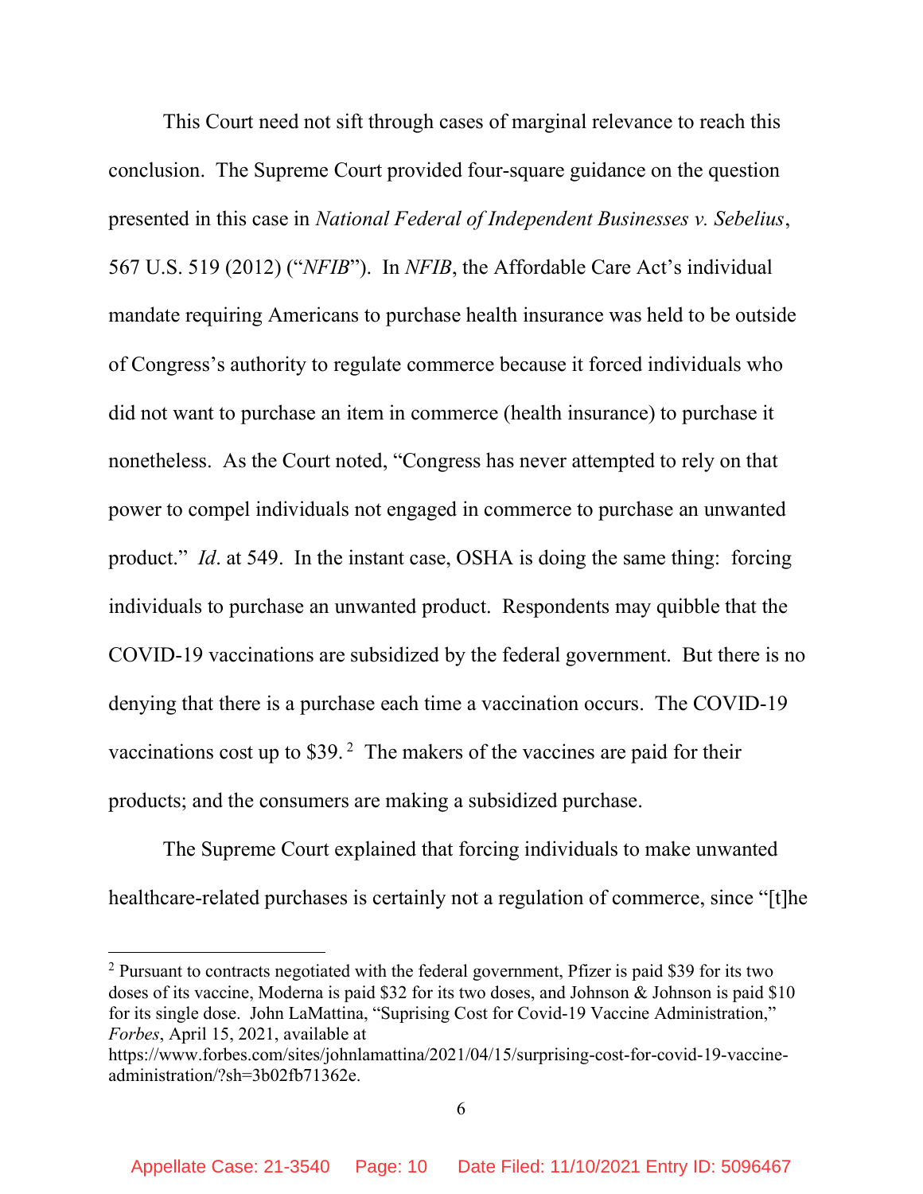This Court need not sift through cases of marginal relevance to reach this conclusion. The Supreme Court provided four-square guidance on the question presented in this case in *National Federal of Independent Businesses v. Sebelius*, 567 U.S. 519 (2012) ("*NFIB*"). In *NFIB*, the Affordable Care Act's individual mandate requiring Americans to purchase health insurance was held to be outside of Congress's authority to regulate commerce because it forced individuals who did not want to purchase an item in commerce (health insurance) to purchase it nonetheless. As the Court noted, "Congress has never attempted to rely on that power to compel individuals not engaged in commerce to purchase an unwanted product." *Id*. at 549. In the instant case, OSHA is doing the same thing: forcing individuals to purchase an unwanted product. Respondents may quibble that the COVID-19 vaccinations are subsidized by the federal government. But there is no denying that there is a purchase each time a vaccination occurs. The COVID-19 vaccinations cost up to $39.[2] The makers of the vaccines are paid for their products; and the consumers are making a subsidized purchase.

The Supreme Court explained that forcing individuals to make unwanted healthcare-related purchases is certainly not a regulation of commerce, since "[t]he

[2] Pursuant to contracts negotiated with the federal government, Pfizer is paid $39 for its two doses of its vaccine, Moderna is paid $32 for its two doses, and Johnson & Johnson is paid $10 for its single dose. John LaMattina, "Suprising Cost for Covid-19 Vaccine Administration," *Forbes*, April 15, 2021, available at https://www.forbes.com/sites/johnlamattina/2021/04/15/surprising-cost-for-covid-19-vaccine-administration/?sh=3b02fb71362e.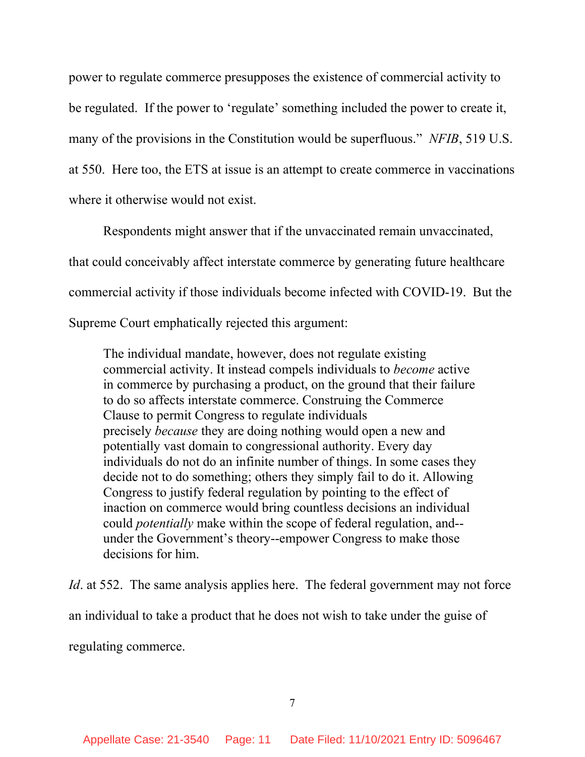power to regulate commerce presupposes the existence of commercial activity to be regulated. If the power to 'regulate' something included the power to create it, many of the provisions in the Constitution would be superfluous." *NFIB*, 519 U.S. at 550. Here too, the ETS at issue is an attempt to create commerce in vaccinations where it otherwise would not exist.

Respondents might answer that if the unvaccinated remain unvaccinated, that could conceivably affect interstate commerce by generating future healthcare commercial activity if those individuals become infected with COVID-19. But the Supreme Court emphatically rejected this argument:

> The individual mandate, however, does not regulate existing commercial activity. It instead compels individuals to *become* active in commerce by purchasing a product, on the ground that their failure to do so affects interstate commerce. Construing the Commerce Clause to permit Congress to regulate individuals precisely *because* they are doing nothing would open a new and potentially vast domain to congressional authority. Every day individuals do not do an infinite number of things. In some cases they decide not to do something; others they simply fail to do it. Allowing Congress to justify federal regulation by pointing to the effect of inaction on commerce would bring countless decisions an individual could *potentially* make within the scope of federal regulation, and--under the Government's theory--empower Congress to make those decisions for him.

*Id*. at 552. The same analysis applies here. The federal government may not force an individual to take a product that he does not wish to take under the guise of regulating commerce.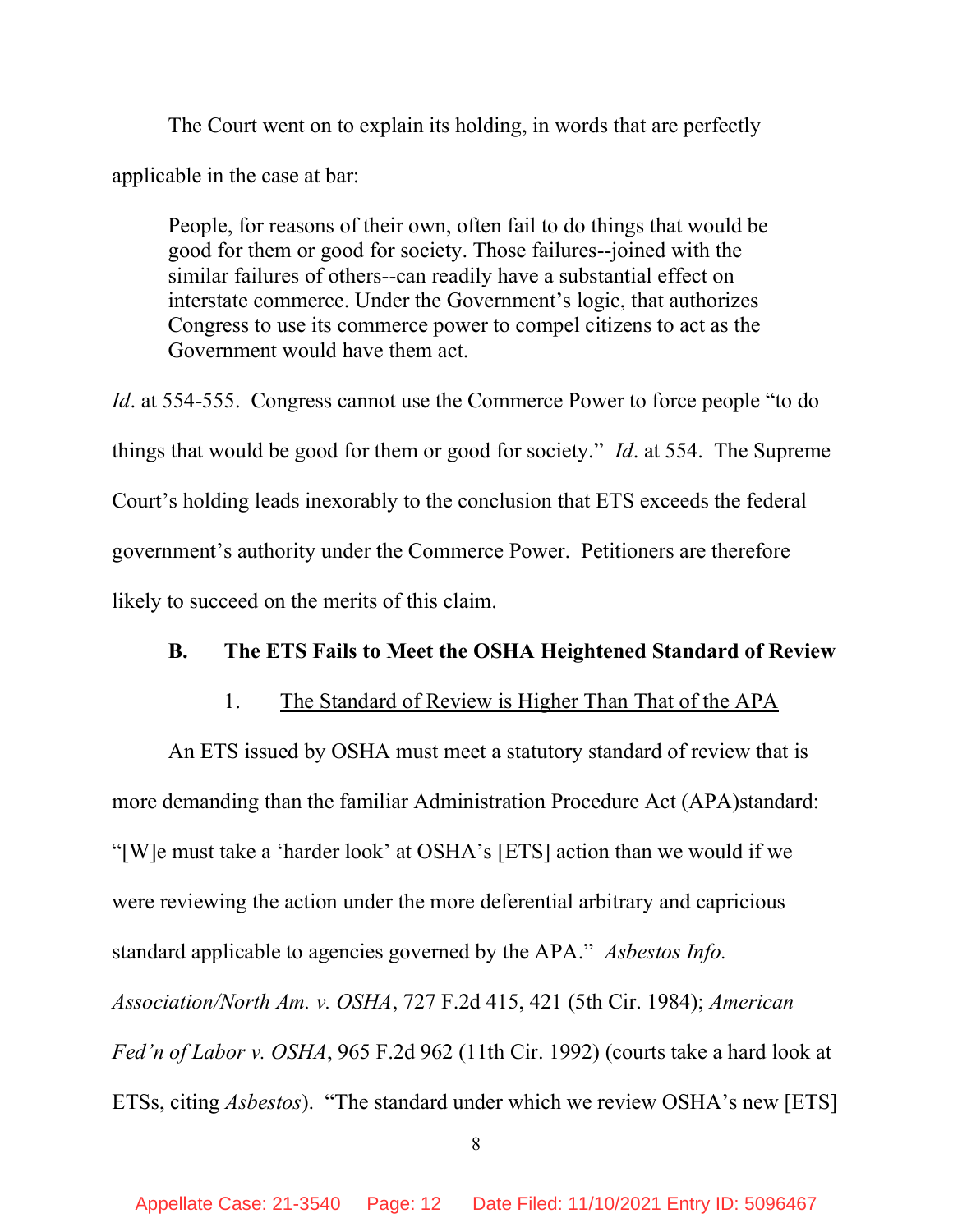The Court went on to explain its holding, in words that are perfectly applicable in the case at bar:

> People, for reasons of their own, often fail to do things that would be good for them or good for society. Those failures--joined with the similar failures of others--can readily have a substantial effect on interstate commerce. Under the Government's logic, that authorizes Congress to use its commerce power to compel citizens to act as the Government would have them act.

*Id*. at 554-555. Congress cannot use the Commerce Power to force people "to do things that would be good for them or good for society." *Id*. at 554. The Supreme Court's holding leads inexorably to the conclusion that ETS exceeds the federal government's authority under the Commerce Power. Petitioners are therefore likely to succeed on the merits of this claim.

**B. The ETS Fails to Meet the OSHA Heightened Standard of Review**

1. <u>The Standard of Review is Higher Than That of the APA</u>

An ETS issued by OSHA must meet a statutory standard of review that is more demanding than the familiar Administration Procedure Act (APA)standard: "[W]e must take a 'harder look' at OSHA's [ETS] action than we would if we were reviewing the action under the more deferential arbitrary and capricious standard applicable to agencies governed by the APA." *Asbestos Info. Association/North Am. v. OSHA*, 727 F.2d 415, 421 (5th Cir. 1984); *American Fed'n of Labor v. OSHA*, 965 F.2d 962 (11th Cir. 1992) (courts take a hard look at ETSs, citing *Asbestos*). "The standard under which we review OSHA's new [ETS]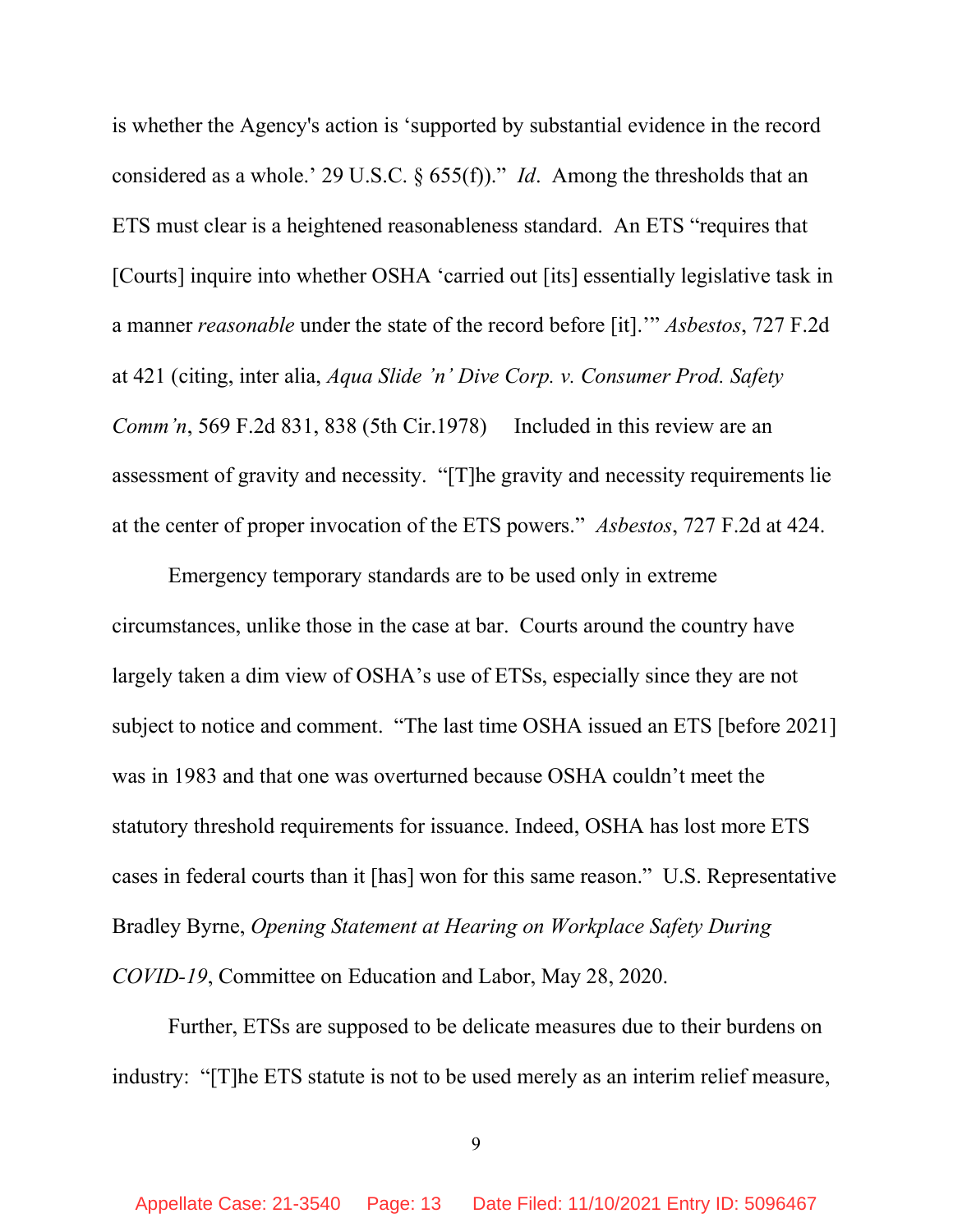is whether the Agency's action is 'supported by substantial evidence in the record considered as a whole.' 29 U.S.C. § 655(f))." *Id*. Among the thresholds that an ETS must clear is a heightened reasonableness standard. An ETS "requires that [Courts] inquire into whether OSHA 'carried out [its] essentially legislative task in a manner *reasonable* under the state of the record before [it].'" *Asbestos*, 727 F.2d at 421 (citing, inter alia, *Aqua Slide 'n' Dive Corp. v. Consumer Prod. Safety Comm'n*, 569 F.2d 831, 838 (5th Cir.1978) Included in this review are an assessment of gravity and necessity. "[T]he gravity and necessity requirements lie at the center of proper invocation of the ETS powers." *Asbestos*, 727 F.2d at 424.

Emergency temporary standards are to be used only in extreme circumstances, unlike those in the case at bar. Courts around the country have largely taken a dim view of OSHA's use of ETSs, especially since they are not subject to notice and comment. "The last time OSHA issued an ETS [before 2021] was in 1983 and that one was overturned because OSHA couldn't meet the statutory threshold requirements for issuance. Indeed, OSHA has lost more ETS cases in federal courts than it [has] won for this same reason." U.S. Representative Bradley Byrne, *Opening Statement at Hearing on Workplace Safety During COVID-19*, Committee on Education and Labor, May 28, 2020.

Further, ETSs are supposed to be delicate measures due to their burdens on industry: "[T]he ETS statute is not to be used merely as an interim relief measure,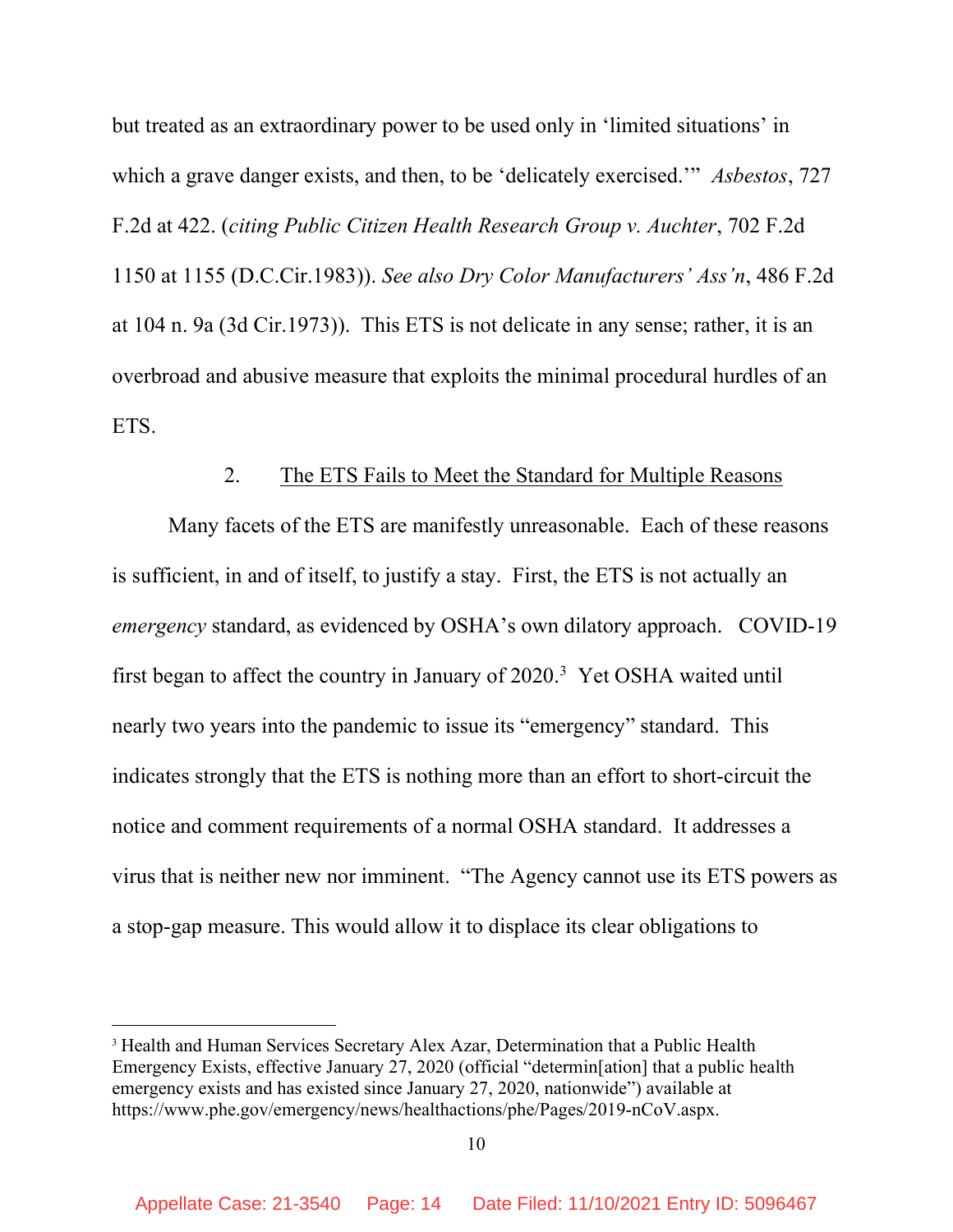but treated as an extraordinary power to be used only in 'limited situations' in which a grave danger exists, and then, to be 'delicately exercised.'" *Asbestos*, 727 F.2d at 422. (*citing Public Citizen Health Research Group v. Auchter*, 702 F.2d 1150 at 1155 (D.C.Cir.1983)). *See also Dry Color Manufacturers' Ass'n*, 486 F.2d at 104 n. 9a (3d Cir.1973)). This ETS is not delicate in any sense; rather, it is an overbroad and abusive measure that exploits the minimal procedural hurdles of an ETS.

2. The ETS Fails to Meet the Standard for Multiple Reasons

Many facets of the ETS are manifestly unreasonable. Each of these reasons is sufficient, in and of itself, to justify a stay. First, the ETS is not actually an *emergency* standard, as evidenced by OSHA's own dilatory approach. COVID-19 first began to affect the country in January of 2020.[3] Yet OSHA waited until nearly two years into the pandemic to issue its "emergency" standard. This indicates strongly that the ETS is nothing more than an effort to short-circuit the notice and comment requirements of a normal OSHA standard. It addresses a virus that is neither new nor imminent. "The Agency cannot use its ETS powers as a stop-gap measure. This would allow it to displace its clear obligations to

---

[3] Health and Human Services Secretary Alex Azar, Determination that a Public Health Emergency Exists, effective January 27, 2020 (official "determin[ation] that a public health emergency exists and has existed since January 27, 2020, nationwide") available at https://www.phe.gov/emergency/news/healthactions/phe/Pages/2019-nCoV.aspx.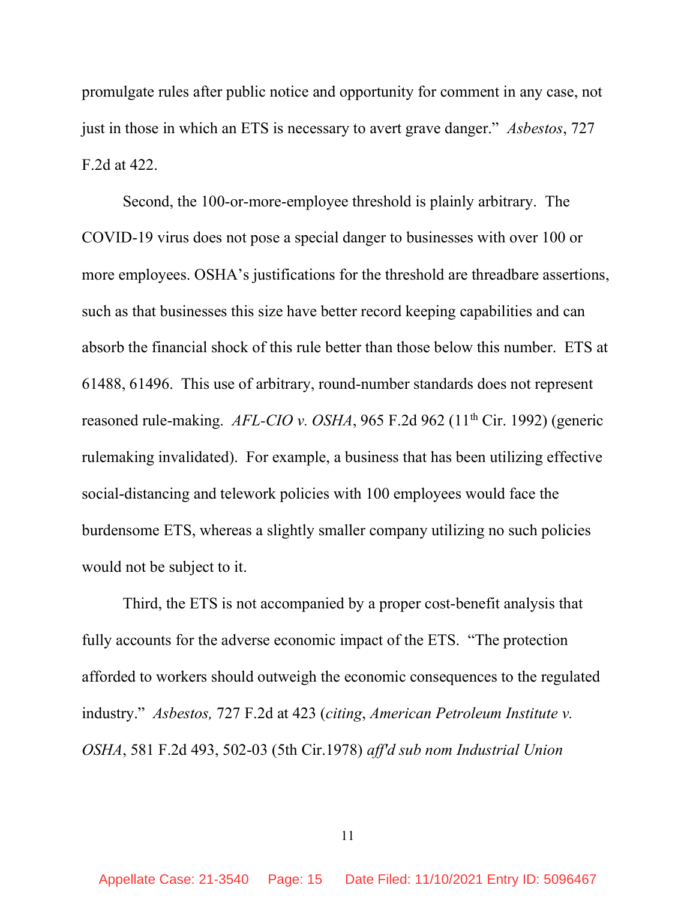promulgate rules after public notice and opportunity for comment in any case, not just in those in which an ETS is necessary to avert grave danger." *Asbestos*, 727 F.2d at 422.

Second, the 100-or-more-employee threshold is plainly arbitrary. The COVID-19 virus does not pose a special danger to businesses with over 100 or more employees. OSHA's justifications for the threshold are threadbare assertions, such as that businesses this size have better record keeping capabilities and can absorb the financial shock of this rule better than those below this number. ETS at 61488, 61496. This use of arbitrary, round-number standards does not represent reasoned rule-making. *AFL-CIO v. OSHA*, 965 F.2d 962 (11th Cir. 1992) (generic rulemaking invalidated). For example, a business that has been utilizing effective social-distancing and telework policies with 100 employees would face the burdensome ETS, whereas a slightly smaller company utilizing no such policies would not be subject to it.

Third, the ETS is not accompanied by a proper cost-benefit analysis that fully accounts for the adverse economic impact of the ETS. "The protection afforded to workers should outweigh the economic consequences to the regulated industry." *Asbestos,* 727 F.2d at 423 (*citing*, *American Petroleum Institute v. OSHA*, 581 F.2d 493, 502-03 (5th Cir.1978) *aff'd sub nom Industrial Union*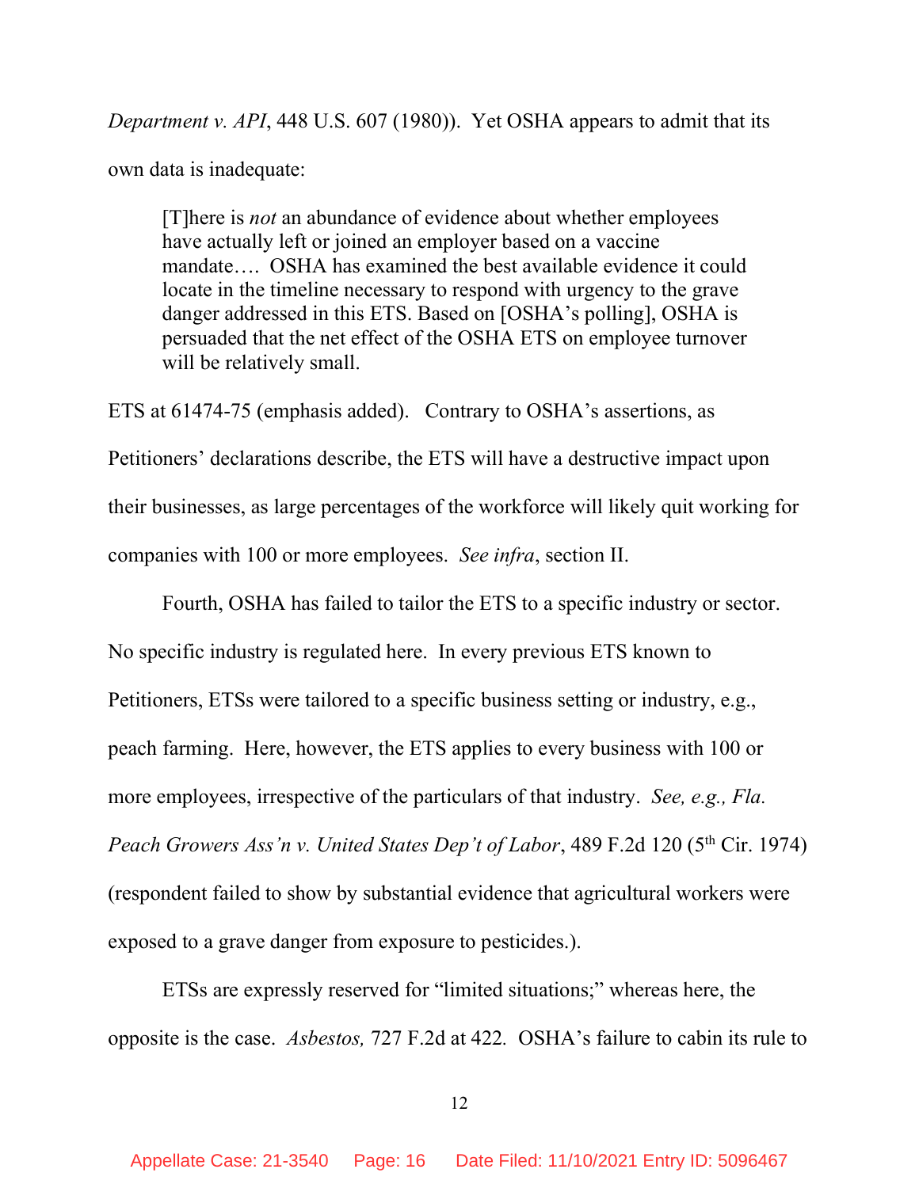*Department v. API*, 448 U.S. 607 (1980)). Yet OSHA appears to admit that its own data is inadequate:

> [T]here is *not* an abundance of evidence about whether employees have actually left or joined an employer based on a vaccine mandate…. OSHA has examined the best available evidence it could locate in the timeline necessary to respond with urgency to the grave danger addressed in this ETS. Based on [OSHA's polling], OSHA is persuaded that the net effect of the OSHA ETS on employee turnover will be relatively small.

ETS at 61474-75 (emphasis added). Contrary to OSHA's assertions, as Petitioners' declarations describe, the ETS will have a destructive impact upon their businesses, as large percentages of the workforce will likely quit working for companies with 100 or more employees. *See infra*, section II.

Fourth, OSHA has failed to tailor the ETS to a specific industry or sector. No specific industry is regulated here. In every previous ETS known to Petitioners, ETSs were tailored to a specific business setting or industry, e.g., peach farming. Here, however, the ETS applies to every business with 100 or more employees, irrespective of the particulars of that industry. *See, e.g., Fla. Peach Growers Ass'n v. United States Dep't of Labor*, 489 F.2d 120 (5th Cir. 1974) (respondent failed to show by substantial evidence that agricultural workers were exposed to a grave danger from exposure to pesticides.).

ETSs are expressly reserved for "limited situations;" whereas here, the opposite is the case. *Asbestos,* 727 F.2d at 422. OSHA's failure to cabin its rule to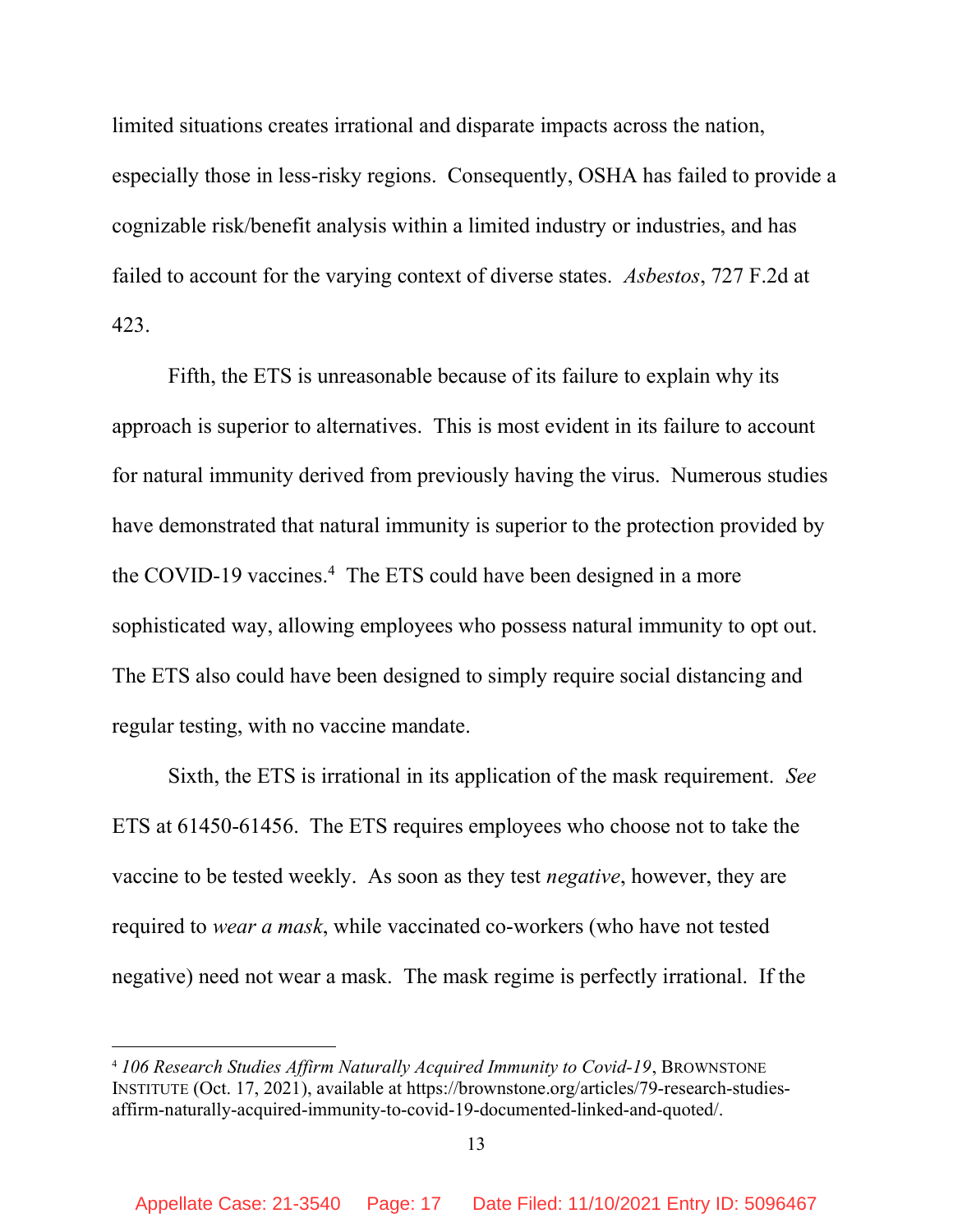limited situations creates irrational and disparate impacts across the nation, especially those in less-risky regions. Consequently, OSHA has failed to provide a cognizable risk/benefit analysis within a limited industry or industries, and has failed to account for the varying context of diverse states. *Asbestos*, 727 F.2d at 423.

Fifth, the ETS is unreasonable because of its failure to explain why its approach is superior to alternatives. This is most evident in its failure to account for natural immunity derived from previously having the virus. Numerous studies have demonstrated that natural immunity is superior to the protection provided by the COVID-19 vaccines.[4] The ETS could have been designed in a more sophisticated way, allowing employees who possess natural immunity to opt out. The ETS also could have been designed to simply require social distancing and regular testing, with no vaccine mandate.

Sixth, the ETS is irrational in its application of the mask requirement. *See* ETS at 61450-61456. The ETS requires employees who choose not to take the vaccine to be tested weekly. As soon as they test *negative*, however, they are required to *wear a mask*, while vaccinated co-workers (who have not tested negative) need not wear a mask. The mask regime is perfectly irrational. If the

---

[4] *106 Research Studies Affirm Naturally Acquired Immunity to Covid-19*, BROWNSTONE INSTITUTE (Oct. 17, 2021), available at https://brownstone.org/articles/79-research-studies-affirm-naturally-acquired-immunity-to-covid-19-documented-linked-and-quoted/.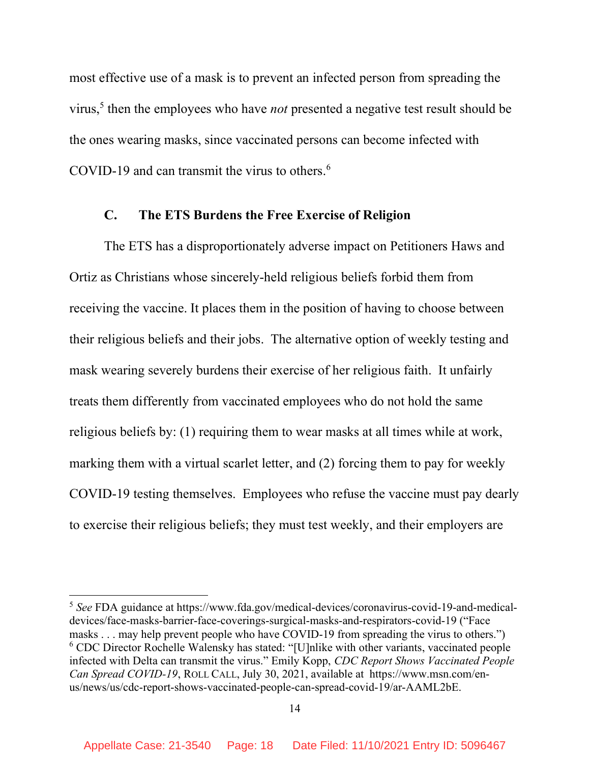most effective use of a mask is to prevent an infected person from spreading the virus,[5] then the employees who have *not* presented a negative test result should be the ones wearing masks, since vaccinated persons can become infected with COVID-19 and can transmit the virus to others.[6]

### C. The ETS Burdens the Free Exercise of Religion

The ETS has a disproportionately adverse impact on Petitioners Haws and Ortiz as Christians whose sincerely-held religious beliefs forbid them from receiving the vaccine. It places them in the position of having to choose between their religious beliefs and their jobs. The alternative option of weekly testing and mask wearing severely burdens their exercise of her religious faith. It unfairly treats them differently from vaccinated employees who do not hold the same religious beliefs by: (1) requiring them to wear masks at all times while at work, marking them with a virtual scarlet letter, and (2) forcing them to pay for weekly COVID-19 testing themselves. Employees who refuse the vaccine must pay dearly to exercise their religious beliefs; they must test weekly, and their employers are

---

[5] *See* FDA guidance at https://www.fda.gov/medical-devices/coronavirus-covid-19-and-medical-devices/face-masks-barrier-face-coverings-surgical-masks-and-respirators-covid-19 ("Face masks . . . may help prevent people who have COVID-19 from spreading the virus to others.")

[6] CDC Director Rochelle Walensky has stated: "[U]nlike with other variants, vaccinated people infected with Delta can transmit the virus." Emily Kopp, *CDC Report Shows Vaccinated People Can Spread COVID-19*, ROLL CALL, July 30, 2021, available at https://www.msn.com/en-us/news/us/cdc-report-shows-vaccinated-people-can-spread-covid-19/ar-AAML2bE.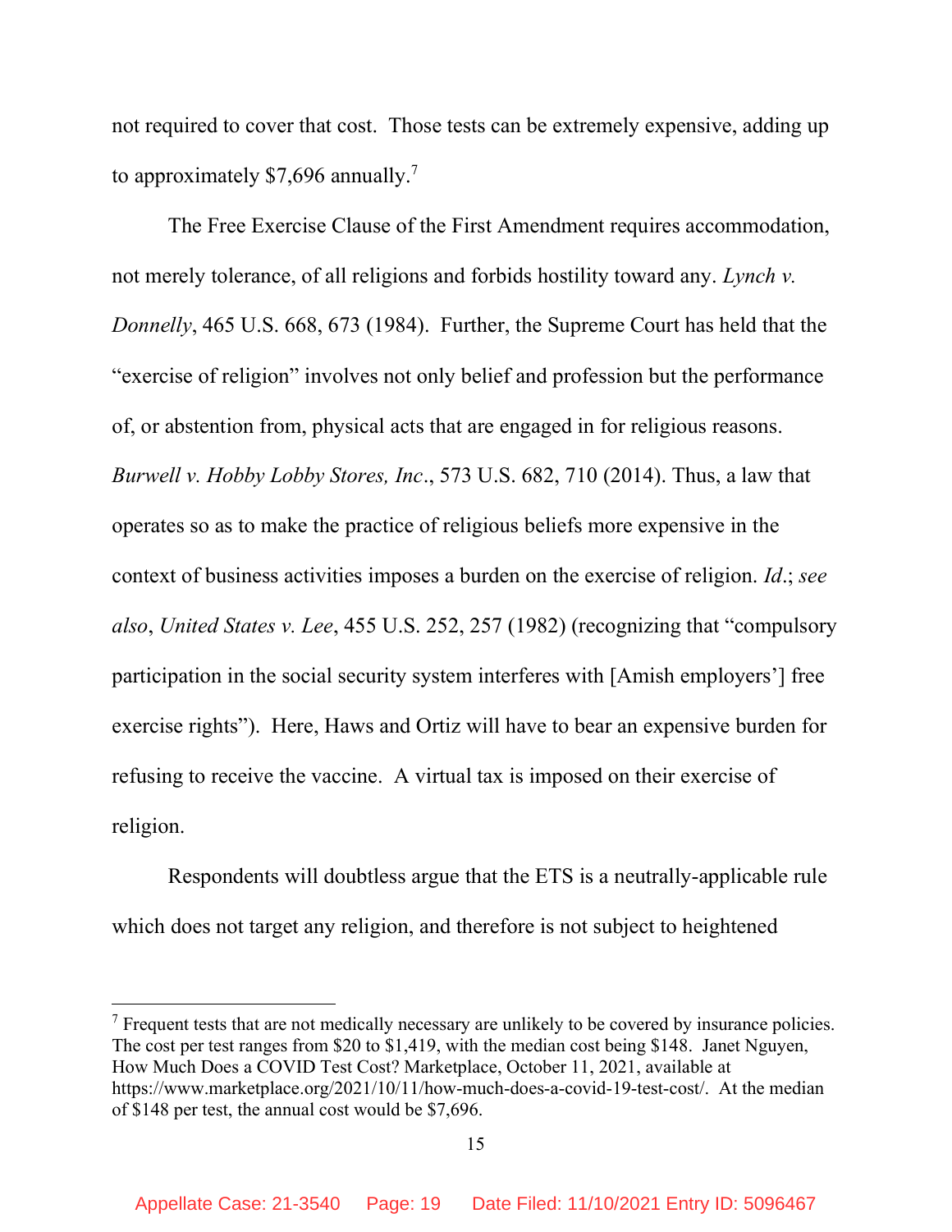not required to cover that cost. Those tests can be extremely expensive, adding up to approximately $7,696 annually.[7]

The Free Exercise Clause of the First Amendment requires accommodation, not merely tolerance, of all religions and forbids hostility toward any. *Lynch v. Donnelly*, 465 U.S. 668, 673 (1984). Further, the Supreme Court has held that the "exercise of religion" involves not only belief and profession but the performance of, or abstention from, physical acts that are engaged in for religious reasons. *Burwell v. Hobby Lobby Stores, Inc*., 573 U.S. 682, 710 (2014). Thus, a law that operates so as to make the practice of religious beliefs more expensive in the context of business activities imposes a burden on the exercise of religion. *Id*.; *see also*, *United States v. Lee*, 455 U.S. 252, 257 (1982) (recognizing that "compulsory participation in the social security system interferes with [Amish employers'] free exercise rights"). Here, Haws and Ortiz will have to bear an expensive burden for refusing to receive the vaccine. A virtual tax is imposed on their exercise of religion.

Respondents will doubtless argue that the ETS is a neutrally-applicable rule which does not target any religion, and therefore is not subject to heightened

---

[7] Frequent tests that are not medically necessary are unlikely to be covered by insurance policies. The cost per test ranges from $20 to $1,419, with the median cost being $148. Janet Nguyen, How Much Does a COVID Test Cost? Marketplace, October 11, 2021, available at https://www.marketplace.org/2021/10/11/how-much-does-a-covid-19-test-cost/. At the median of $148 per test, the annual cost would be $7,696.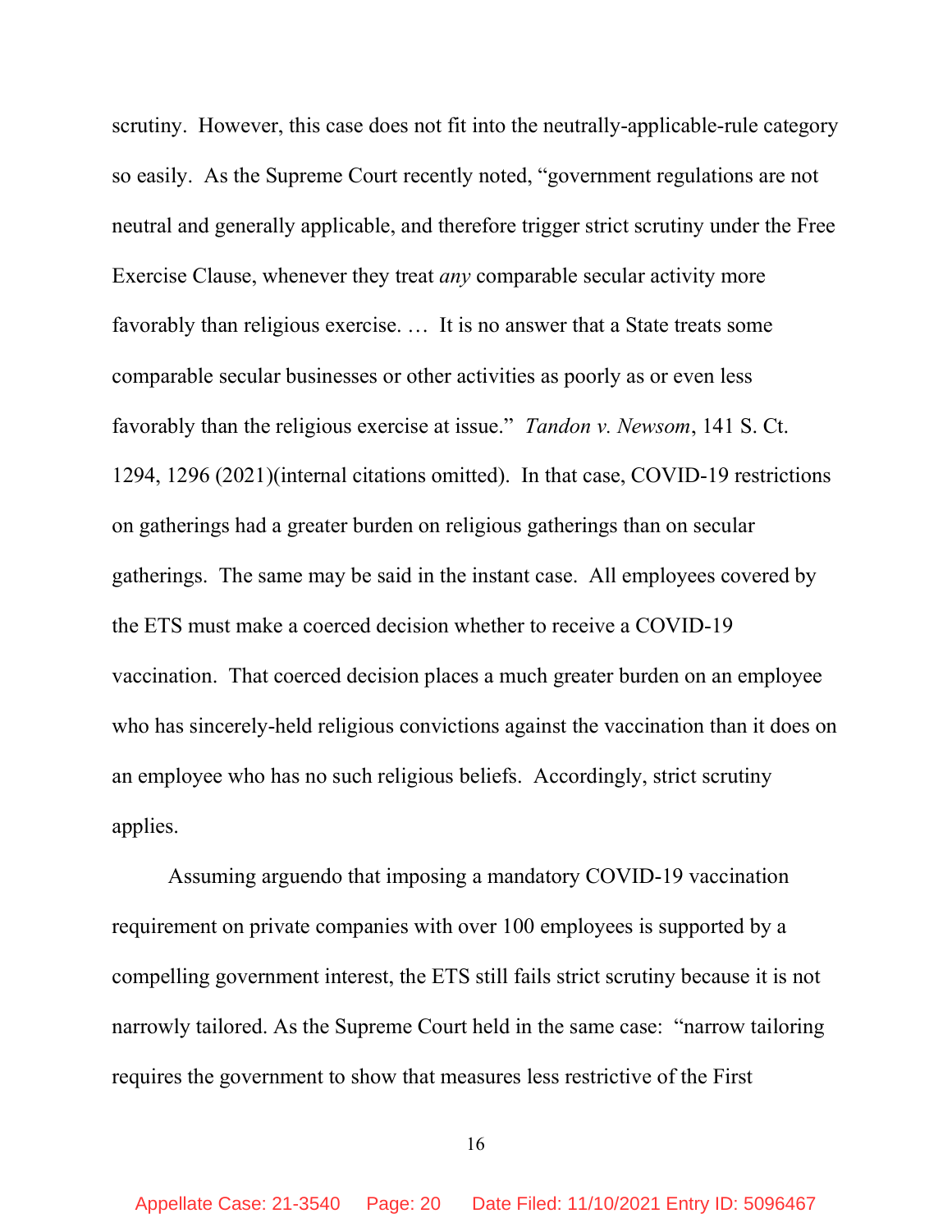scrutiny. However, this case does not fit into the neutrally-applicable-rule category so easily. As the Supreme Court recently noted, "government regulations are not neutral and generally applicable, and therefore trigger strict scrutiny under the Free Exercise Clause, whenever they treat *any* comparable secular activity more favorably than religious exercise. … It is no answer that a State treats some comparable secular businesses or other activities as poorly as or even less favorably than the religious exercise at issue." *Tandon v. Newsom*, 141 S. Ct. 1294, 1296 (2021)(internal citations omitted). In that case, COVID-19 restrictions on gatherings had a greater burden on religious gatherings than on secular gatherings. The same may be said in the instant case. All employees covered by the ETS must make a coerced decision whether to receive a COVID-19 vaccination. That coerced decision places a much greater burden on an employee who has sincerely-held religious convictions against the vaccination than it does on an employee who has no such religious beliefs. Accordingly, strict scrutiny applies.

Assuming arguendo that imposing a mandatory COVID-19 vaccination requirement on private companies with over 100 employees is supported by a compelling government interest, the ETS still fails strict scrutiny because it is not narrowly tailored. As the Supreme Court held in the same case: "narrow tailoring requires the government to show that measures less restrictive of the First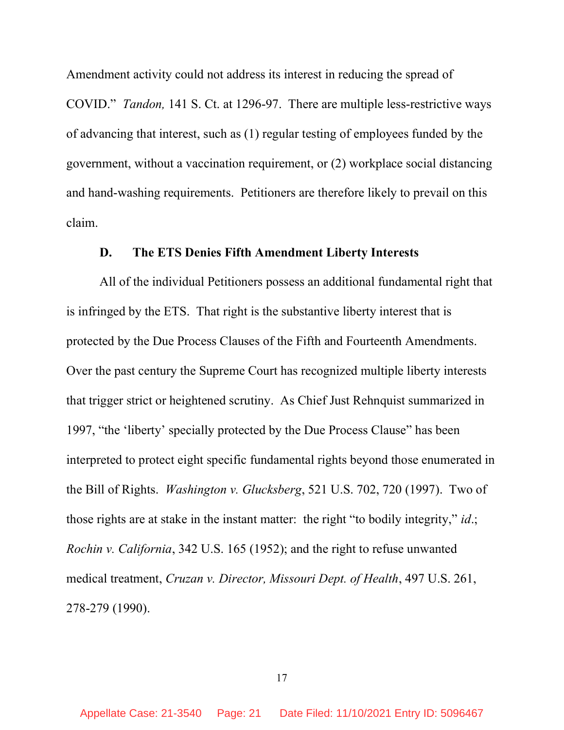Amendment activity could not address its interest in reducing the spread of COVID." *Tandon,* 141 S. Ct. at 1296-97. There are multiple less-restrictive ways of advancing that interest, such as (1) regular testing of employees funded by the government, without a vaccination requirement, or (2) workplace social distancing and hand-washing requirements. Petitioners are therefore likely to prevail on this claim.

### D. The ETS Denies Fifth Amendment Liberty Interests

All of the individual Petitioners possess an additional fundamental right that is infringed by the ETS. That right is the substantive liberty interest that is protected by the Due Process Clauses of the Fifth and Fourteenth Amendments. Over the past century the Supreme Court has recognized multiple liberty interests that trigger strict or heightened scrutiny. As Chief Just Rehnquist summarized in 1997, "the 'liberty' specially protected by the Due Process Clause" has been interpreted to protect eight specific fundamental rights beyond those enumerated in the Bill of Rights. *Washington v. Glucksberg*, 521 U.S. 702, 720 (1997). Two of those rights are at stake in the instant matter: the right "to bodily integrity," *id*.; *Rochin v. California*, 342 U.S. 165 (1952); and the right to refuse unwanted medical treatment, *Cruzan v. Director, Missouri Dept. of Health*, 497 U.S. 261, 278-279 (1990).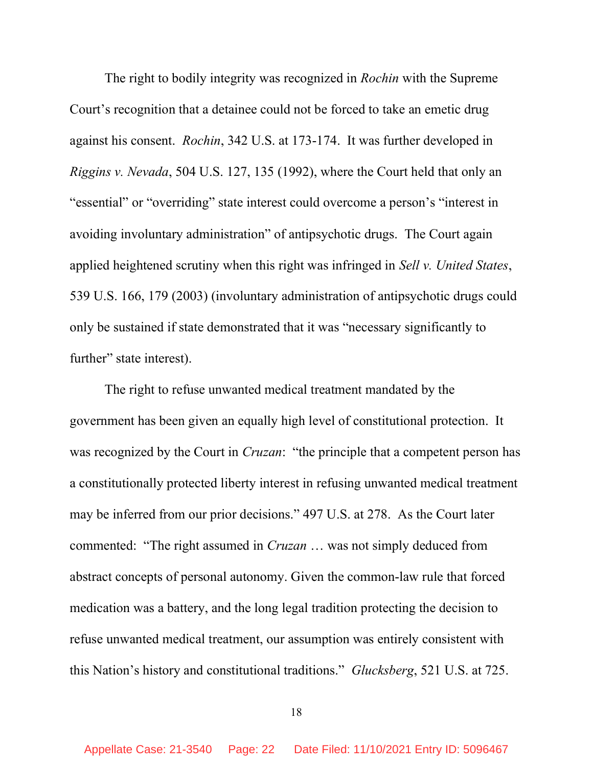The right to bodily integrity was recognized in *Rochin* with the Supreme Court's recognition that a detainee could not be forced to take an emetic drug against his consent. *Rochin*, 342 U.S. at 173-174. It was further developed in *Riggins v. Nevada*, 504 U.S. 127, 135 (1992), where the Court held that only an "essential" or "overriding" state interest could overcome a person's "interest in avoiding involuntary administration" of antipsychotic drugs. The Court again applied heightened scrutiny when this right was infringed in *Sell v. United States*, 539 U.S. 166, 179 (2003) (involuntary administration of antipsychotic drugs could only be sustained if state demonstrated that it was "necessary significantly to further" state interest).

The right to refuse unwanted medical treatment mandated by the government has been given an equally high level of constitutional protection. It was recognized by the Court in *Cruzan*: "the principle that a competent person has a constitutionally protected liberty interest in refusing unwanted medical treatment may be inferred from our prior decisions." 497 U.S. at 278. As the Court later commented: "The right assumed in *Cruzan* … was not simply deduced from abstract concepts of personal autonomy. Given the common-law rule that forced medication was a battery, and the long legal tradition protecting the decision to refuse unwanted medical treatment, our assumption was entirely consistent with this Nation's history and constitutional traditions." *Glucksberg*, 521 U.S. at 725.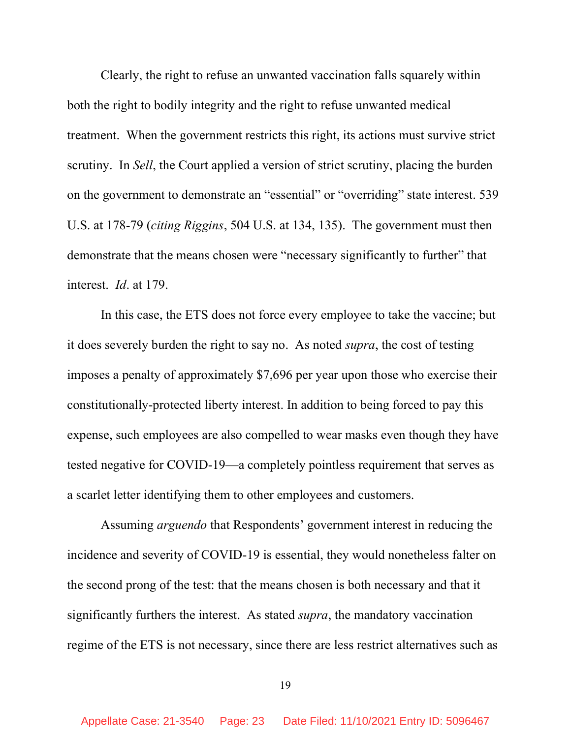Clearly, the right to refuse an unwanted vaccination falls squarely within both the right to bodily integrity and the right to refuse unwanted medical treatment. When the government restricts this right, its actions must survive strict scrutiny. In *Sell*, the Court applied a version of strict scrutiny, placing the burden on the government to demonstrate an "essential" or "overriding" state interest. 539 U.S. at 178-79 (*citing Riggins*, 504 U.S. at 134, 135). The government must then demonstrate that the means chosen were "necessary significantly to further" that interest. *Id*. at 179.

In this case, the ETS does not force every employee to take the vaccine; but it does severely burden the right to say no. As noted *supra*, the cost of testing imposes a penalty of approximately $7,696 per year upon those who exercise their constitutionally-protected liberty interest. In addition to being forced to pay this expense, such employees are also compelled to wear masks even though they have tested negative for COVID-19—a completely pointless requirement that serves as a scarlet letter identifying them to other employees and customers.

Assuming *arguendo* that Respondents' government interest in reducing the incidence and severity of COVID-19 is essential, they would nonetheless falter on the second prong of the test: that the means chosen is both necessary and that it significantly furthers the interest. As stated *supra*, the mandatory vaccination regime of the ETS is not necessary, since there are less restrict alternatives such as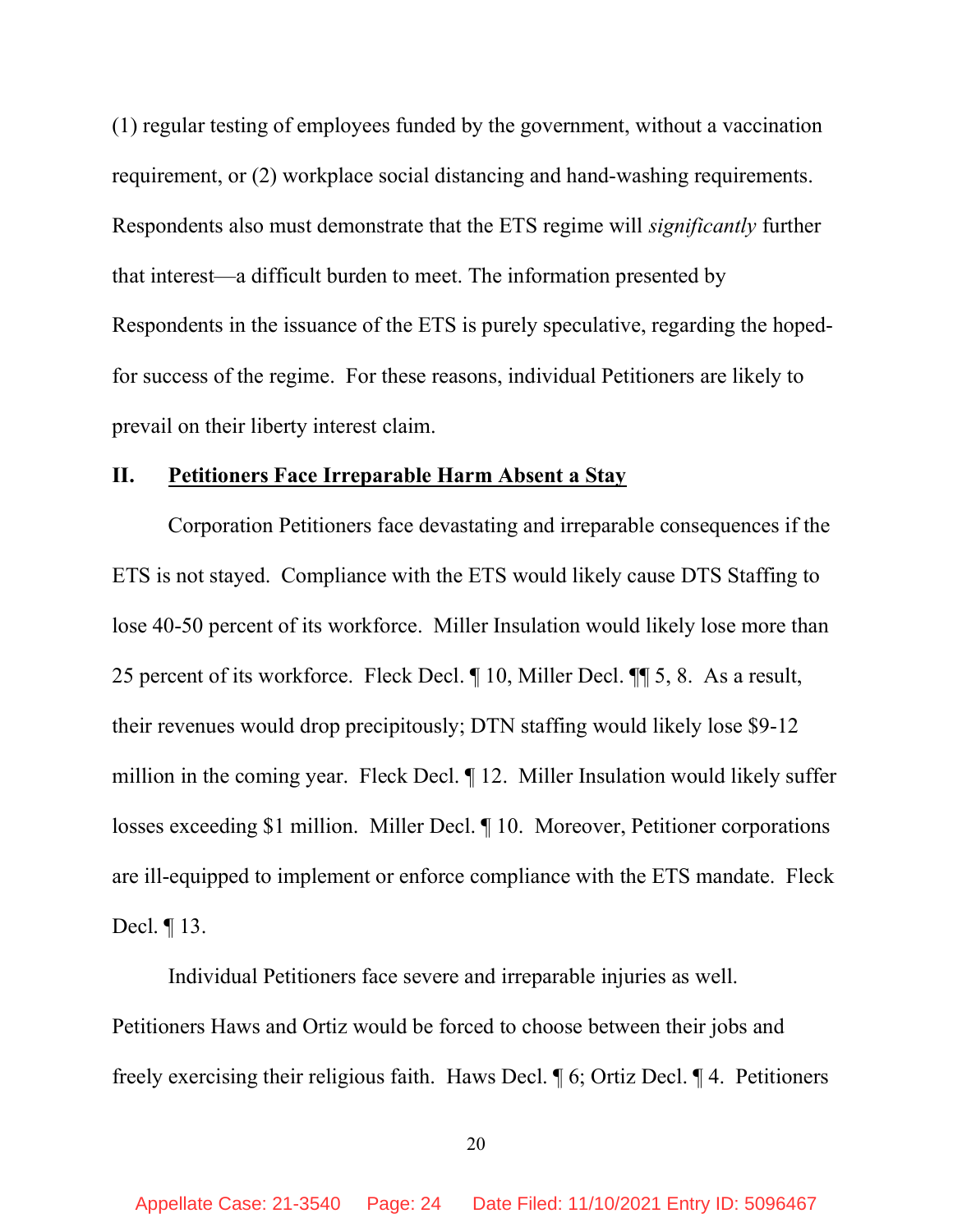(1) regular testing of employees funded by the government, without a vaccination requirement, or (2) workplace social distancing and hand-washing requirements. Respondents also must demonstrate that the ETS regime will *significantly* further that interest—a difficult burden to meet. The information presented by Respondents in the issuance of the ETS is purely speculative, regarding the hoped-for success of the regime. For these reasons, individual Petitioners are likely to prevail on their liberty interest claim.

## II. Petitioners Face Irreparable Harm Absent a Stay

Corporation Petitioners face devastating and irreparable consequences if the ETS is not stayed. Compliance with the ETS would likely cause DTS Staffing to lose 40-50 percent of its workforce. Miller Insulation would likely lose more than 25 percent of its workforce. Fleck Decl. ¶ 10, Miller Decl. ¶¶ 5, 8. As a result, their revenues would drop precipitously; DTN staffing would likely lose $9-12 million in the coming year. Fleck Decl. ¶ 12. Miller Insulation would likely suffer losses exceeding $1 million. Miller Decl. ¶ 10. Moreover, Petitioner corporations are ill-equipped to implement or enforce compliance with the ETS mandate. Fleck Decl. ¶ 13.

Individual Petitioners face severe and irreparable injuries as well. Petitioners Haws and Ortiz would be forced to choose between their jobs and freely exercising their religious faith. Haws Decl. ¶ 6; Ortiz Decl. ¶ 4. Petitioners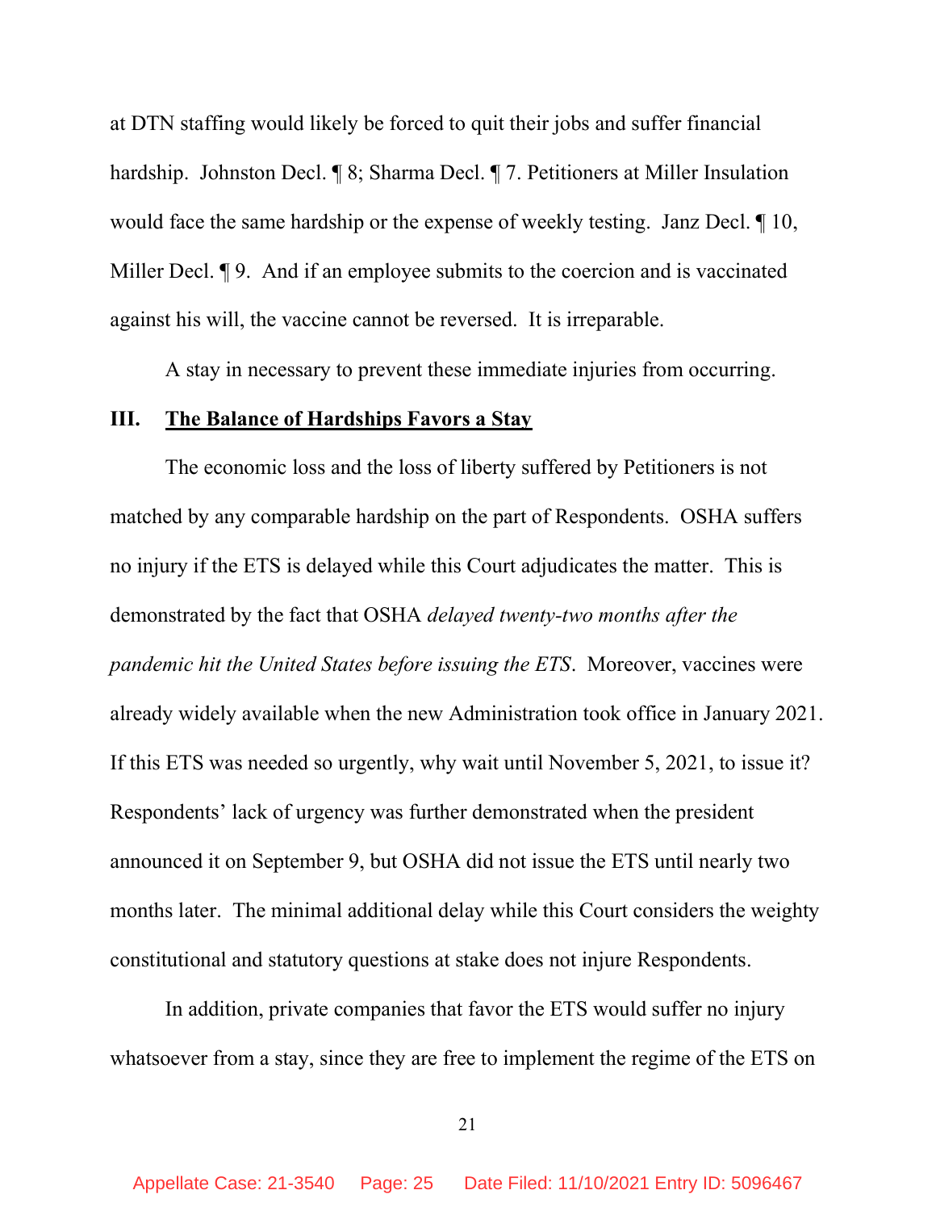at DTN staffing would likely be forced to quit their jobs and suffer financial hardship. Johnston Decl. ¶ 8; Sharma Decl. ¶ 7. Petitioners at Miller Insulation would face the same hardship or the expense of weekly testing. Janz Decl. ¶ 10, Miller Decl. ¶ 9. And if an employee submits to the coercion and is vaccinated against his will, the vaccine cannot be reversed. It is irreparable.

A stay in necessary to prevent these immediate injuries from occurring.

## III. <u>The Balance of Hardships Favors a Stay</u>

The economic loss and the loss of liberty suffered by Petitioners is not matched by any comparable hardship on the part of Respondents. OSHA suffers no injury if the ETS is delayed while this Court adjudicates the matter. This is demonstrated by the fact that OSHA *delayed twenty-two months after the pandemic hit the United States before issuing the ETS*. Moreover, vaccines were already widely available when the new Administration took office in January 2021. If this ETS was needed so urgently, why wait until November 5, 2021, to issue it? Respondents' lack of urgency was further demonstrated when the president announced it on September 9, but OSHA did not issue the ETS until nearly two months later. The minimal additional delay while this Court considers the weighty constitutional and statutory questions at stake does not injure Respondents.

In addition, private companies that favor the ETS would suffer no injury whatsoever from a stay, since they are free to implement the regime of the ETS on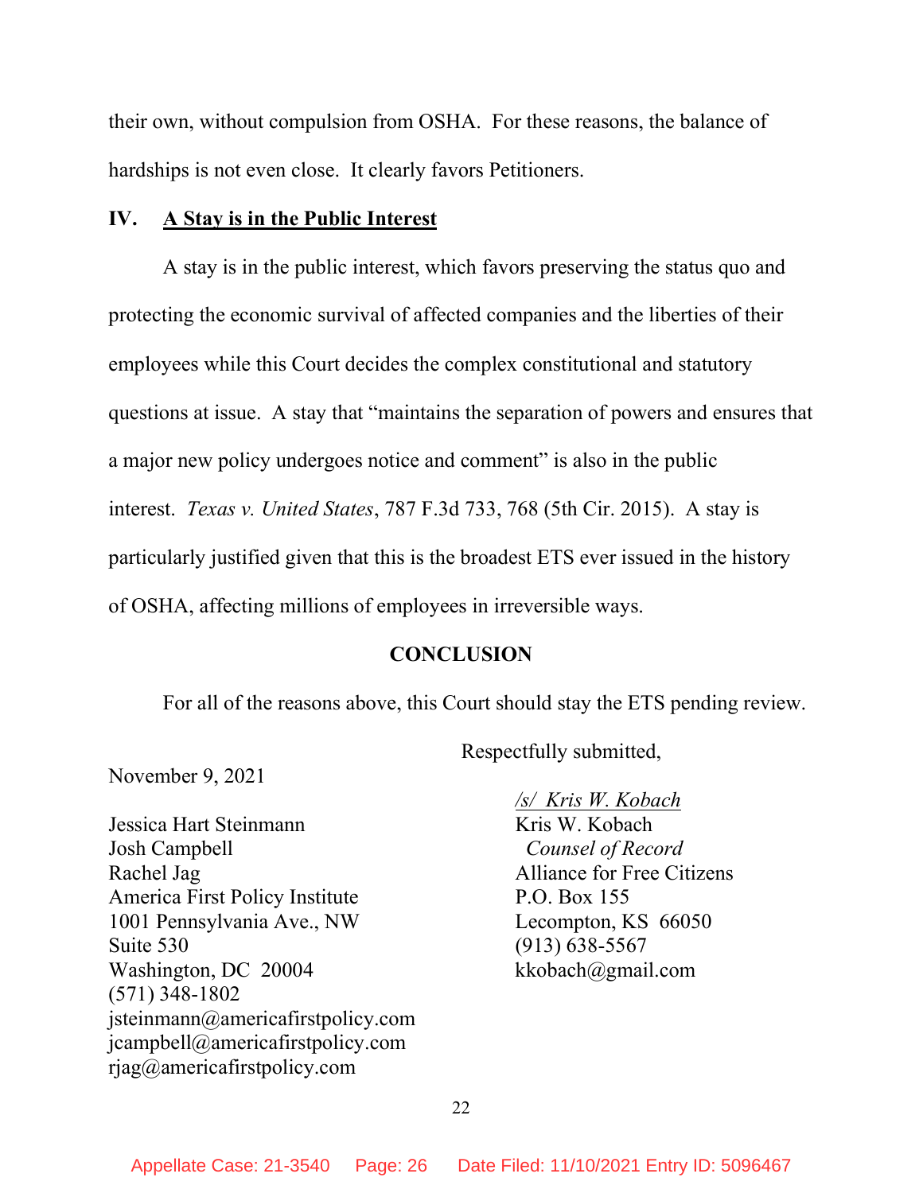their own, without compulsion from OSHA. For these reasons, the balance of hardships is not even close. It clearly favors Petitioners.

## IV. A Stay is in the Public Interest

A stay is in the public interest, which favors preserving the status quo and protecting the economic survival of affected companies and the liberties of their employees while this Court decides the complex constitutional and statutory questions at issue. A stay that "maintains the separation of powers and ensures that a major new policy undergoes notice and comment" is also in the public interest. *Texas v. United States*, 787 F.3d 733, 768 (5th Cir. 2015). A stay is particularly justified given that this is the broadest ETS ever issued in the history of OSHA, affecting millions of employees in irreversible ways.

## CONCLUSION

For all of the reasons above, this Court should stay the ETS pending review.

Respectfully submitted,

November 9, 2021

*/s/ Kris W. Kobach*
Kris W. Kobach
*Counsel of Record*
Alliance for Free Citizens
P.O. Box 155
Lecompton, KS 66050
(913) 638-5567
kkobach@gmail.com

Jessica Hart Steinmann
Josh Campbell
Rachel Jag
America First Policy Institute
1001 Pennsylvania Ave., NW
Suite 530
Washington, DC 20004
(571) 348-1802
jsteinmann@americafirstpolicy.com
jcampbell@americafirstpolicy.com
rjag@americafirstpolicy.com